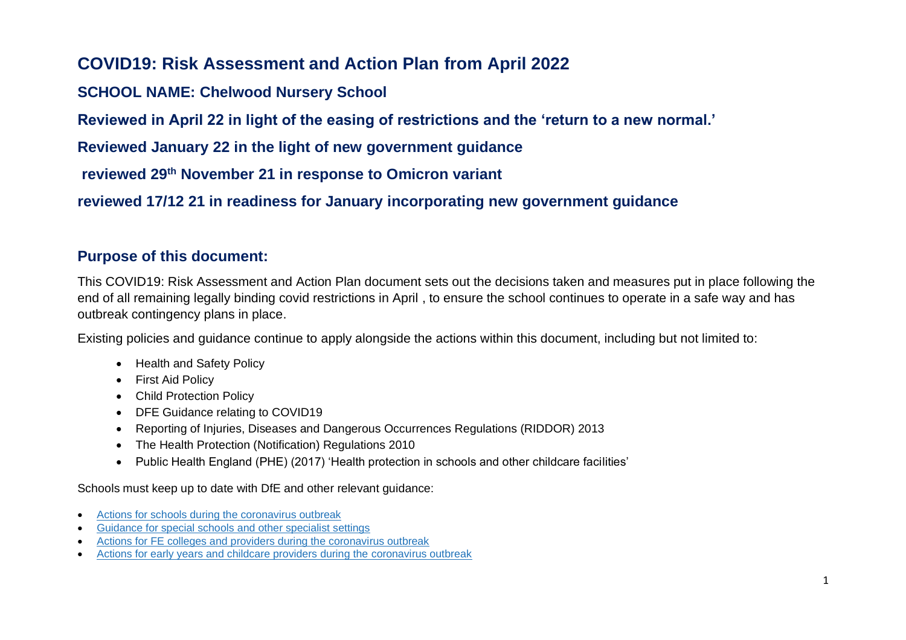# COVID19: Risk Assessment and Action Plan from April 2022

## SCHOOL NAME: Chelwood Nursery School

## Reviewed in April 22 in light of the easing of restrictions and the 'return to a new normal.'

## Reviewed January 22 in the light of new government guidance

## reviewed 29th November 21 in response to Omicron variant

## reviewed 17/12 21 in readiness for January incorporating new government guidance

## Purpose of this document:

This COVID19: Risk Assessment and Action Plan document sets out the decisions taken and measures put in place following the end of all remaining legally binding covid restrictions in April , to ensure the school continues to operate in a safe way and has outbreak contingency plans in place.

Existing policies and guidance continue to apply alongside the actions within this document, including but not limited to:

- Health and Safety Policy
- First Aid Policy
- Child Protection Policy
- DFE Guidance relating to COVID19
- Reporting of Injuries, Diseases and Dangerous Occurrences Regulations (RIDDOR) 2013
- The Health Protection (Notification) Regulations 2010
- Public Health England (PHE) (2017) 'Health protection in schools and other childcare facilities'

Schools must keep up to date with DfE and other relevant guidance:

- Actions for schools during the coronavirus outbreak
- Guidance for special schools and other specialist settings
- Actions for FE colleges and providers during the coronavirus outbreak
- Actions for early years and childcare providers during the coronavirus outbreak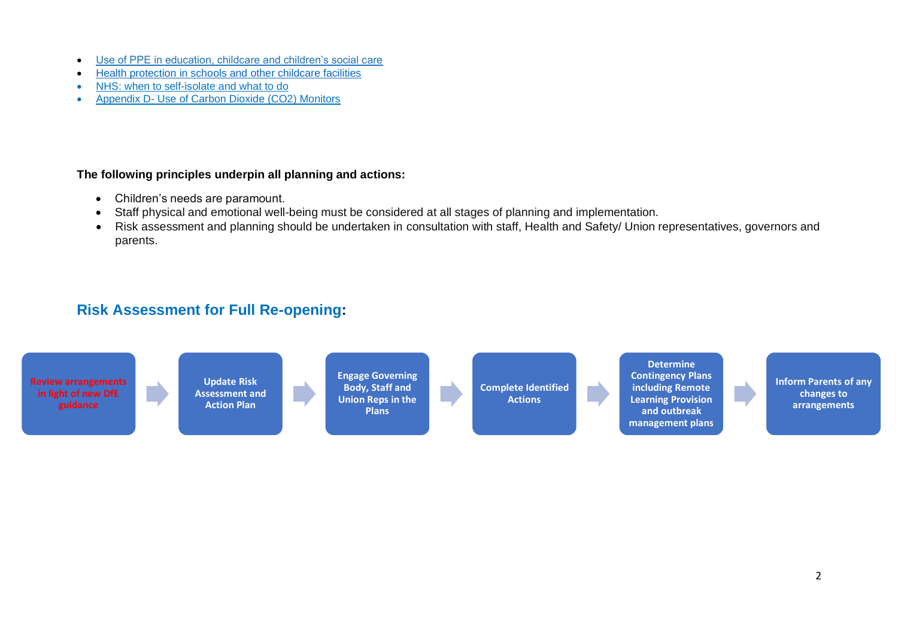- Use of PPE in education, childcare and children's social care
- Health protection in schools and other childcare facilities
- NHS: when to self-isolate and what to do
- Appendix D- Use of Carbon Dioxide (CO2) Monitors

**The following principles underpin all planning and actions:**

- Children's needs are paramount.
- Staff physical and emotional well-being must be considered at all stages of planning and implementation.
- Risk assessment and planning should be undertaken in consultation with staff, Health and Safety/ Union representatives, governors and parents.

## Risk Assessment for Full Re-opening:

**Review arrangements in light of new DfE guidance** → **Update Risk Assessment and Action Plan** → **Engage Governing Body, Staff and Union Reps in the Plans** → **Complete Identified Actions** → **Determine Contingency Plans including Remote Learning Provision and outbreak management plans** → **Inform Parents of any changes to arrangements**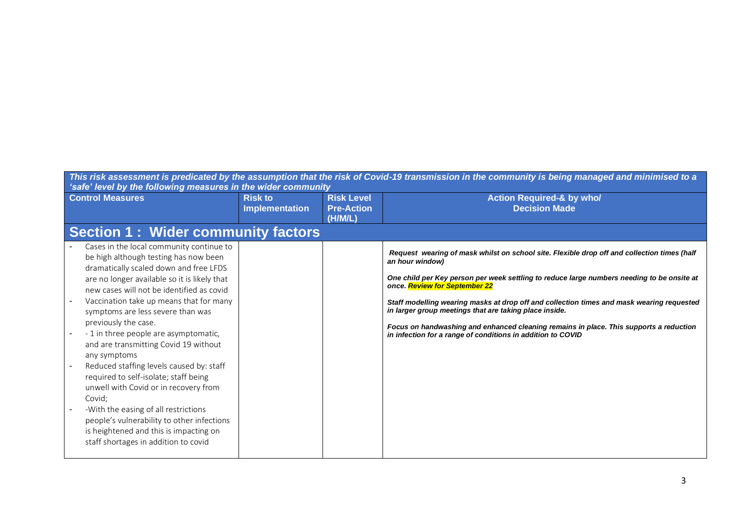| ***This risk assessment is predicated by the assumption that the risk of Covid-19 transmission in the community is being managed and minimised to a 'safe' level by the following measures in the wider community*** | | | |
|---|---|---|---|
| **Control Measures** | **Risk to Implementation** | **Risk Level Pre-Action (H/M/L)** | **Action Required-& by who/ Decision Made** |
| **Section 1 : Wider community factors** | | | |
| - Cases in the local community continue to be high although testing has now been dramatically scaled down and free LFDS are no longer available so it is likely that new cases will not be identified as covid<br>- Vaccination take up means that for many symptoms are less severe than was previously the case.<br>- - 1 in three people are asymptomatic, and are transmitting Covid 19 without any symptoms<br>- Reduced staffing levels caused by: staff required to self-isolate; staff being unwell with Covid or in recovery from Covid;<br>- -With the easing of all restrictions people's vulnerability to other infections is heightened and this is impacting on staff shortages in addition to covid | | | ***Request wearing of mask whilst on school site. Flexible drop off and collection times (half an hour window)***<br><br>***One child per Key person per week settling to reduce large numbers needing to be onsite at once. Review for September 22***<br><br>***Staff modelling wearing masks at drop off and collection times and mask wearing requested in larger group meetings that are taking place inside.***<br><br>***Focus on handwashing and enhanced cleaning remains in place. This supports a reduction in infection for a range of conditions in addition to COVID*** |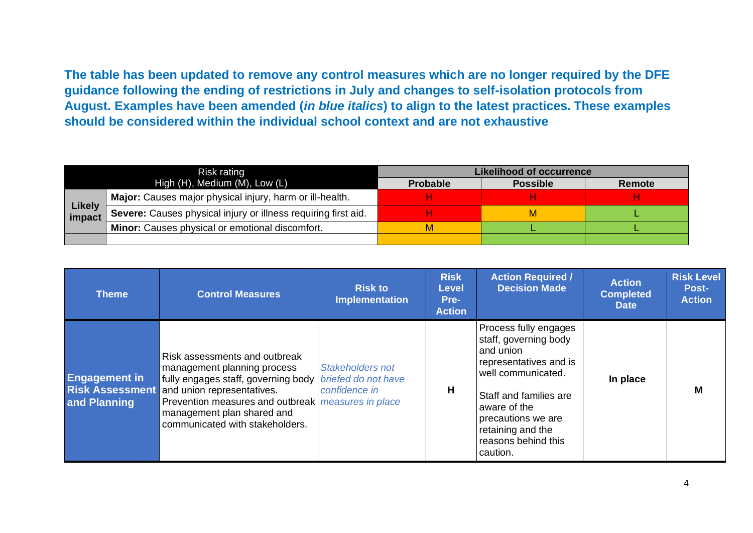**The table has been updated to remove any control measures which are no longer required by the DFE guidance following the ending of restrictions in July and changes to self-isolation protocols from August. Examples have been amended (*in blue italics*) to align to the latest practices. These examples should be considered within the individual school context and are not exhaustive**

| Risk rating<br>High (H), Medium (M), Low (L) | | Likelihood of occurrence | | |
|---|---|---|---|---|
| | | **Probable** | **Possible** | **Remote** |
| **Likely impact** | **Major:** Causes major physical injury, harm or ill-health. | H | H | H |
| | **Severe:** Causes physical injury or illness requiring first aid. | H | M | L |
| | **Minor:** Causes physical or emotional discomfort. | M | L | L |
| | | | | |

| Theme | Control Measures | Risk to Implementation | Risk Level Pre-Action | Action Required / Decision Made | Action Completed Date | Risk Level Post-Action |
|---|---|---|---|---|---|---|
| **Engagement in Risk Assessment and Planning** | Risk assessments and outbreak management planning process fully engages staff, governing body and union representatives. Prevention measures and outbreak management plan shared and communicated with stakeholders. | *Stakeholders not briefed do not have confidence in measures in place* | **H** | Process fully engages staff, governing body and union representatives and is well communicated.<br><br>Staff and families are aware of the precautions we are retaining and the reasons behind this caution. | **In place** | **M** |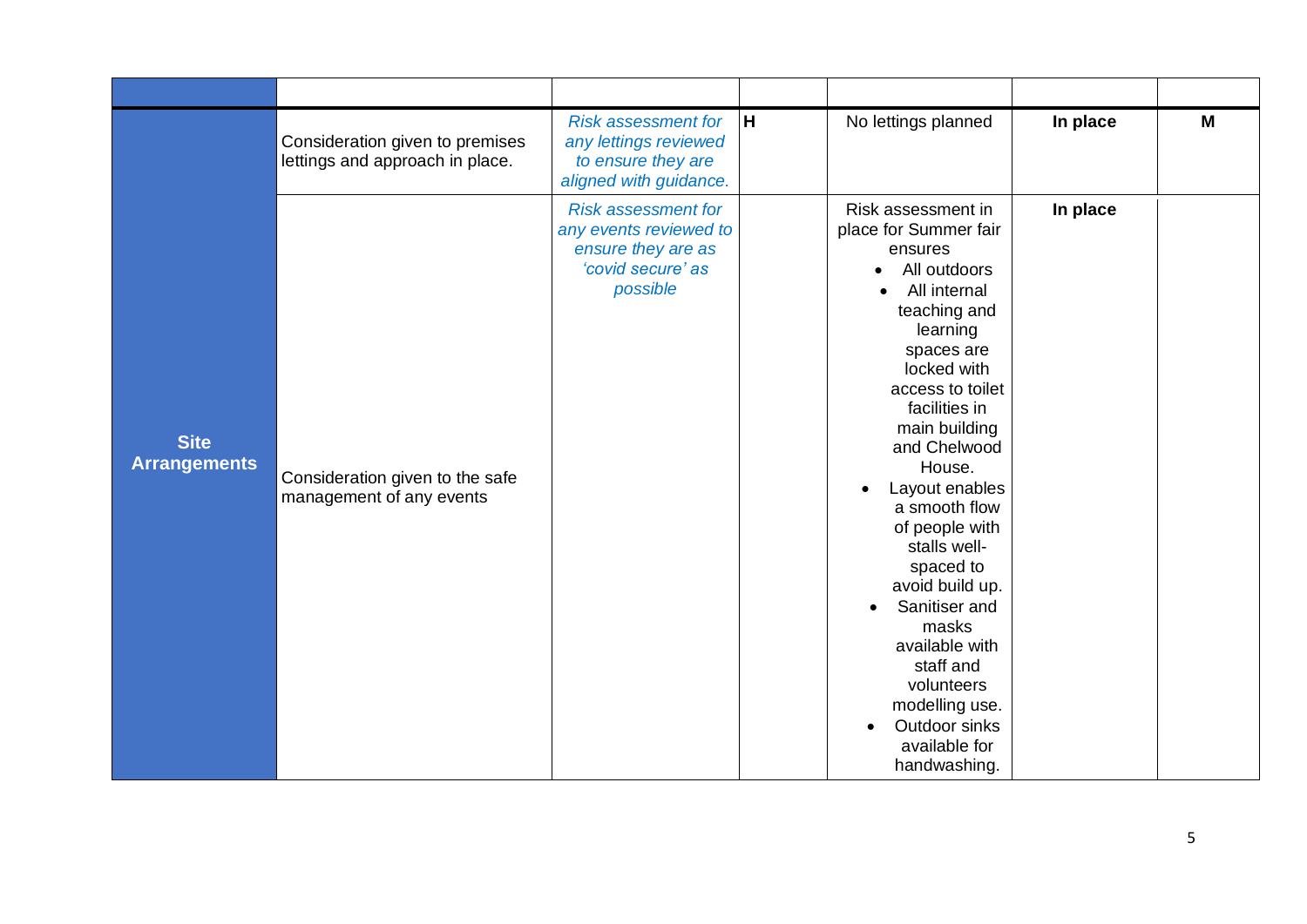| | | | | | | |
|---|---|---|---|---|---|---|
| **Site Arrangements** | Consideration given to premises lettings and approach in place. | *Risk assessment for any lettings reviewed to ensure they are aligned with guidance.* | **H** | No lettings planned | **In place** | **M** |
| | Consideration given to the safe management of any events | *Risk assessment for any events reviewed to ensure they are as 'covid secure' as possible* | | Risk assessment in place for Summer fair ensures<br>• All outdoors<br>• All internal teaching and learning spaces are locked with access to toilet facilities in main building and Chelwood House.<br>• Layout enables a smooth flow of people with stalls well-spaced to avoid build up.<br>• Sanitiser and masks available with staff and volunteers modelling use.<br>• Outdoor sinks available for handwashing. | **In place** | |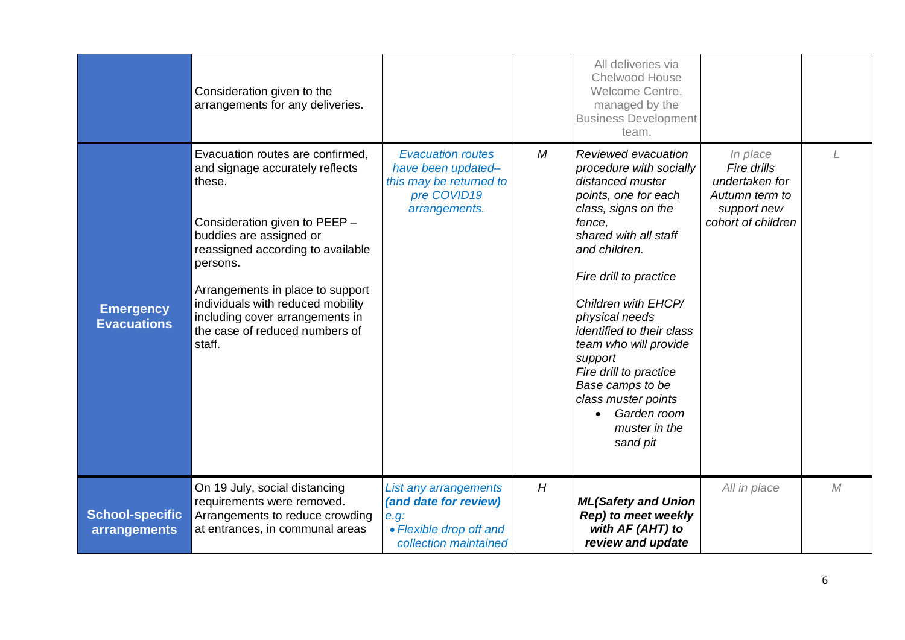| | | | | | | |
|---|---|---|---|---|---|---|
| | Consideration given to the arrangements for any deliveries. | | | All deliveries via Chelwood House Welcome Centre, managed by the Business Development team. | | |
| **Emergency Evacuations** | Evacuation routes are confirmed, and signage accurately reflects these.<br><br>Consideration given to PEEP – buddies are assigned or reassigned according to available persons.<br><br>Arrangements in place to support individuals with reduced mobility including cover arrangements in the case of reduced numbers of staff. | *Evacuation routes have been updated– this may be returned to pre COVID19 arrangements.* | *M* | *Reviewed evacuation procedure with socially distanced muster points, one for each class, signs on the fence, shared with all staff and children.*<br><br>*Fire drill to practice*<br><br>*Children with EHCP/ physical needs identified to their class team who will provide support*<br>*Fire drill to practice*<br>*Base camps to be class muster points*<br>• *Garden room muster in the sand pit* | *In place*<br>*Fire drills undertaken for Autumn term to support new cohort of children* | *L* |
| **School-specific arrangements** | On 19 July, social distancing requirements were removed. Arrangements to reduce crowding at entrances, in communal areas | *List any arrangements* ***(and date for review)*** *e.g:*<br>• *Flexible drop off and collection maintained* | *H* | ***ML(Safety and Union Rep) to meet weekly with AF (AHT) to review and update*** | *All in place* | *M* |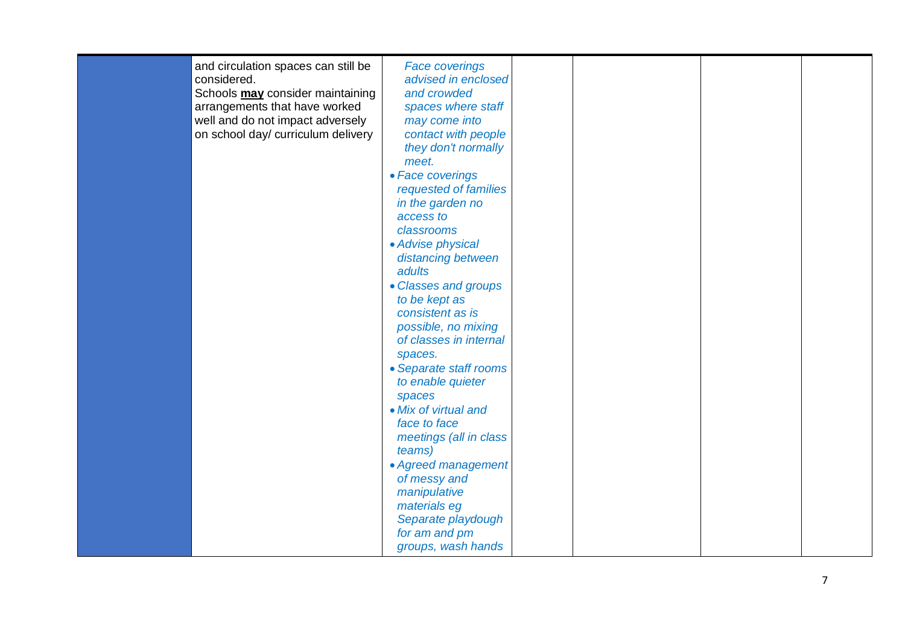|  | and circulation spaces can still be considered.<br>Schools **may** consider maintaining arrangements that have worked well and do not impact adversely on school day/ curriculum delivery | *Face coverings advised in enclosed and crowded spaces where staff may come into contact with people they don't normally meet.*<br>• *Face coverings requested of families in the garden no access to classrooms*<br>• *Advise physical distancing between adults*<br>• *Classes and groups to be kept as consistent as is possible, no mixing of classes in internal spaces.*<br>• *Separate staff rooms to enable quieter spaces*<br>• *Mix of virtual and face to face meetings (all in class teams)*<br>• *Agreed management of messy and manipulative materials eg Separate playdough for am and pm groups, wash hands* |  |  |  |  |
|---|---|---|---|---|---|---|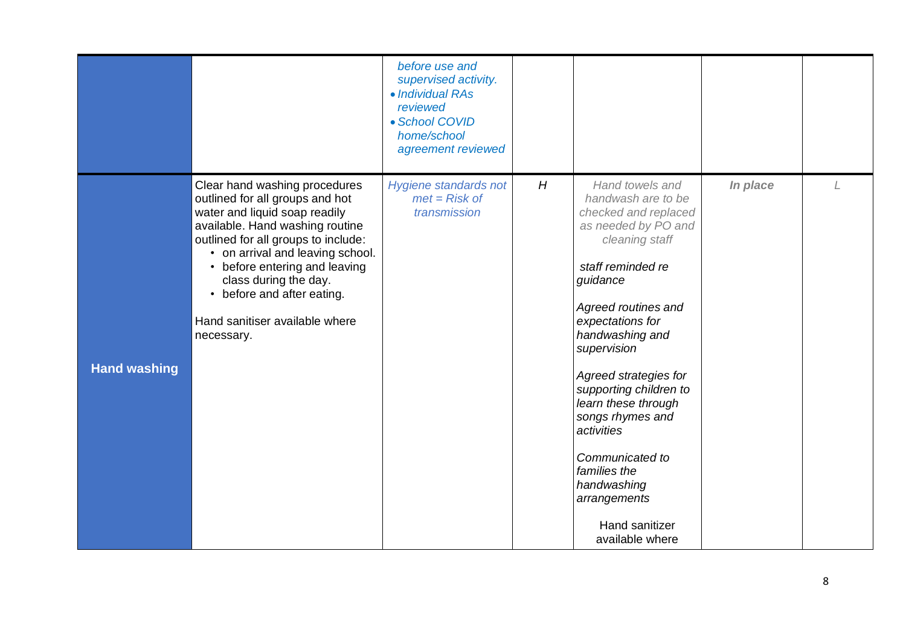| | | | | | | |
|---|---|---|---|---|---|---|
| | | *before use and supervised activity.*<br>• *Individual RAs reviewed*<br>• *School COVID home/school agreement reviewed* | | | | |
| **Hand washing** | Clear hand washing procedures outlined for all groups and hot water and liquid soap readily available. Hand washing routine outlined for all groups to include:<br>• on arrival and leaving school.<br>• before entering and leaving class during the day.<br>• before and after eating.<br><br>Hand sanitiser available where necessary. | *Hygiene standards not met = Risk of transmission* | *H* | *Hand towels and handwash are to be checked and replaced as needed by PO and cleaning staff*<br><br>*staff reminded re guidance*<br><br>*Agreed routines and expectations for handwashing and supervision*<br><br>*Agreed strategies for supporting children to learn these through songs rhymes and activities*<br><br>*Communicated to families the handwashing arrangements*<br><br>Hand sanitizer available where | ***In place*** | *L* |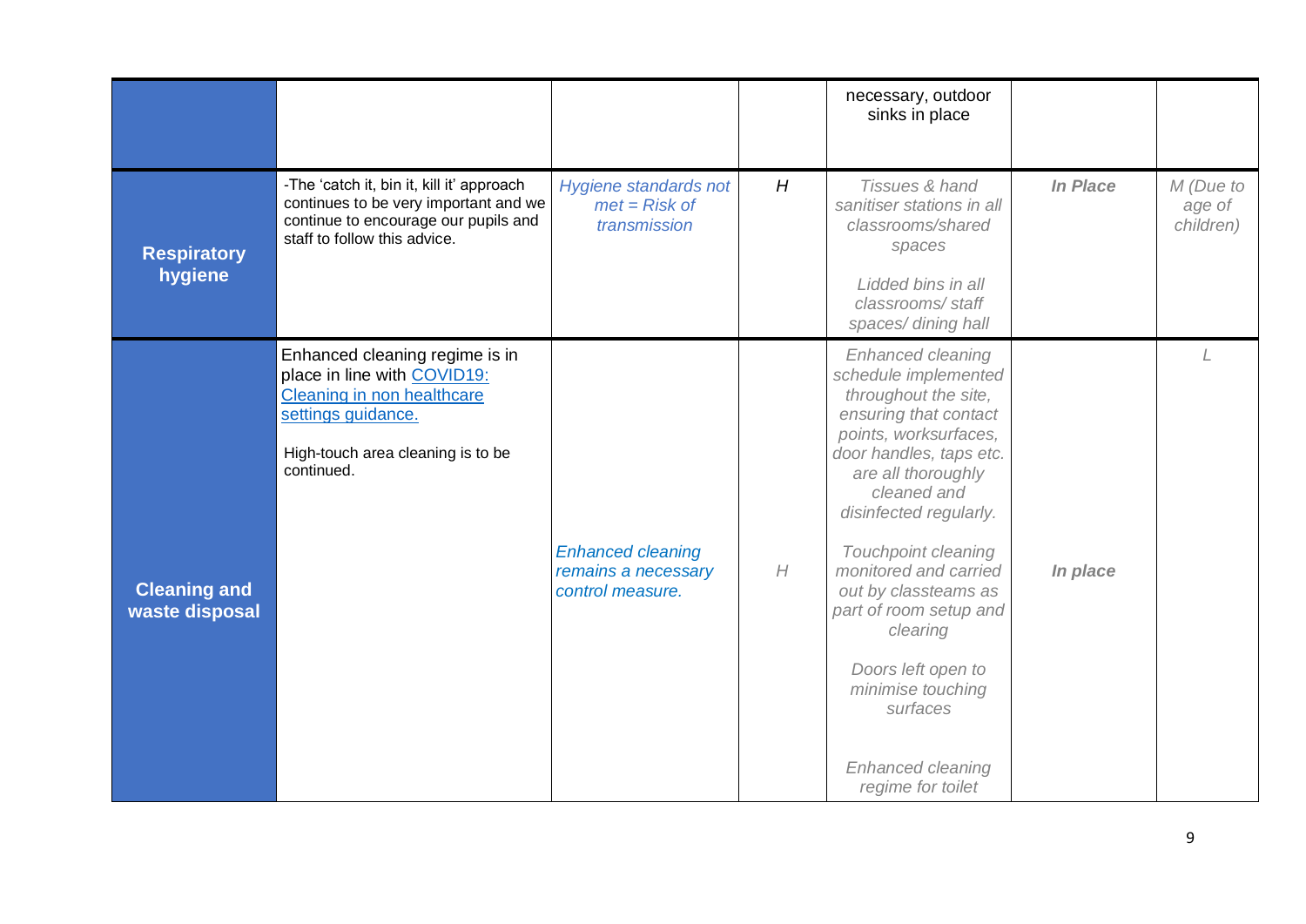| | | | | | | |
|---|---|---|---|---|---|---|
| | | | | necessary, outdoor sinks in place | | |
| **Respiratory hygiene** | -The 'catch it, bin it, kill it' approach continues to be very important and we continue to encourage our pupils and staff to follow this advice. | *Hygiene standards not met = Risk of transmission* | *H* | *Tissues & hand sanitiser stations in all classrooms/shared spaces*<br><br>*Lidded bins in all classrooms/ staff spaces/ dining hall* | ***In Place*** | *M (Due to age of children)* |
| **Cleaning and waste disposal** | Enhanced cleaning regime is in place in line with [COVID19: Cleaning in non healthcare settings guidance.](#)<br><br>High-touch area cleaning is to be continued. | *Enhanced cleaning remains a necessary control measure.* | *H* | *Enhanced cleaning schedule implemented throughout the site, ensuring that contact points, worksurfaces, door handles, taps etc. are all thoroughly cleaned and disinfected regularly.*<br><br>*Touchpoint cleaning monitored and carried out by classteams as part of room setup and clearing*<br><br>*Doors left open to minimise touching surfaces*<br><br>*Enhanced cleaning regime for toilet* | ***In place*** | *L* |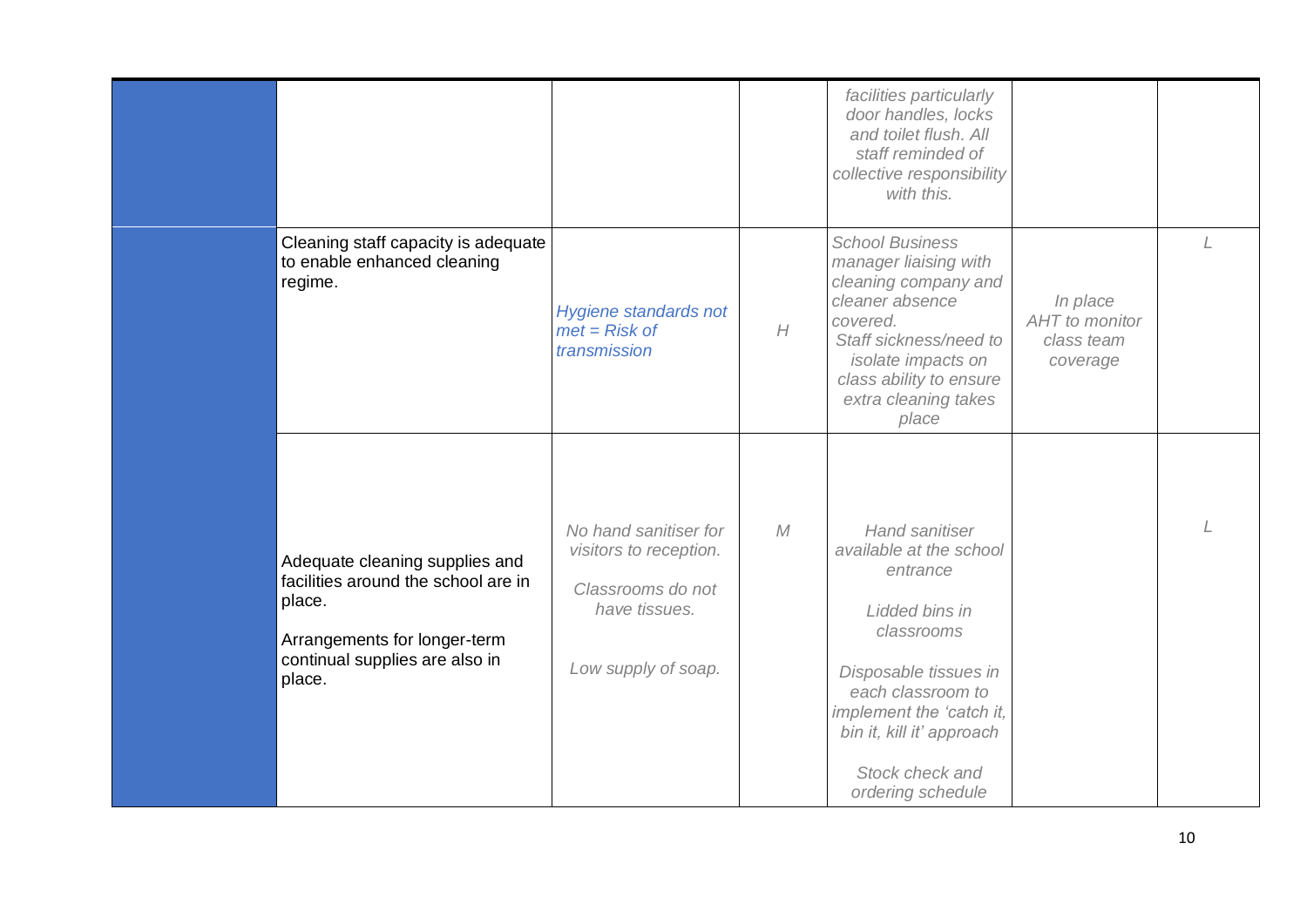|  |  |  |  |  |  |  |
|---|---|---|---|---|---|---|
|  |  |  |  | *facilities particularly door handles, locks and toilet flush. All staff reminded of collective responsibility with this.* |  |  |
|  | Cleaning staff capacity is adequate to enable enhanced cleaning regime. | *Hygiene standards not met = Risk of transmission* | *H* | *School Business manager liaising with cleaning company and cleaner absence covered.*<br>*Staff sickness/need to isolate impacts on class ability to ensure extra cleaning takes place* | *In place*<br>*AHT to monitor class team coverage* | *L* |
|  | Adequate cleaning supplies and facilities around the school are in place.<br><br>Arrangements for longer-term continual supplies are also in place. | *No hand sanitiser for visitors to reception.*<br><br>*Classrooms do not have tissues.*<br><br>*Low supply of soap.* | *M* | *Hand sanitiser available at the school entrance*<br><br>*Lidded bins in classrooms*<br><br>*Disposable tissues in each classroom to implement the 'catch it, bin it, kill it' approach*<br><br>*Stock check and ordering schedule* |  | *L* |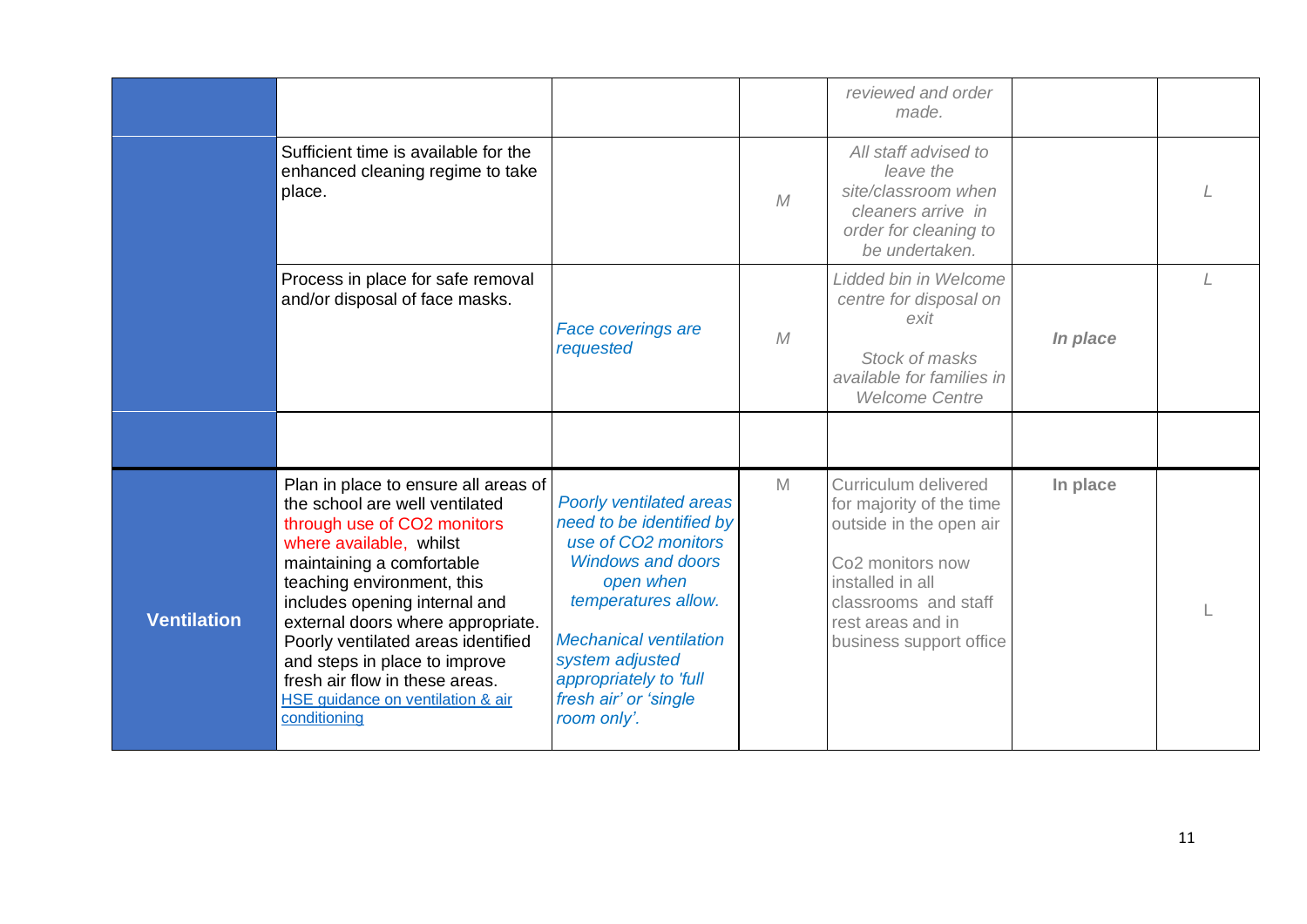| | | | | | | |
|---|---|---|---|---|---|---|
| | | | | *reviewed and order made.* | | |
| | Sufficient time is available for the enhanced cleaning regime to take place. | | *M* | *All staff advised to leave the site/classroom when cleaners arrive in order for cleaning to be undertaken.* | | *L* |
| | Process in place for safe removal and/or disposal of face masks. | *Face coverings are requested* | *M* | *Lidded bin in Welcome centre for disposal on exit*<br><br>*Stock of masks available for families in Welcome Centre* | ***In place*** | *L* |
| | | | | | | |
| **Ventilation** | Plan in place to ensure all areas of the school are well ventilated through use of $CO_2$ monitors where available, whilst maintaining a comfortable teaching environment, this includes opening internal and external doors where appropriate. Poorly ventilated areas identified and steps in place to improve fresh air flow in these areas. [HSE guidance on ventilation & air conditioning]() | *Poorly ventilated areas need to be identified by use of $CO_2$ monitors Windows and doors open when temperatures allow.*<br><br>*Mechanical ventilation system adjusted appropriately to 'full fresh air' or 'single room only'.* | M | Curriculum delivered for majority of the time outside in the open air<br><br>Co2 monitors now installed in all classrooms and staff rest areas and in business support office | **In place** | L |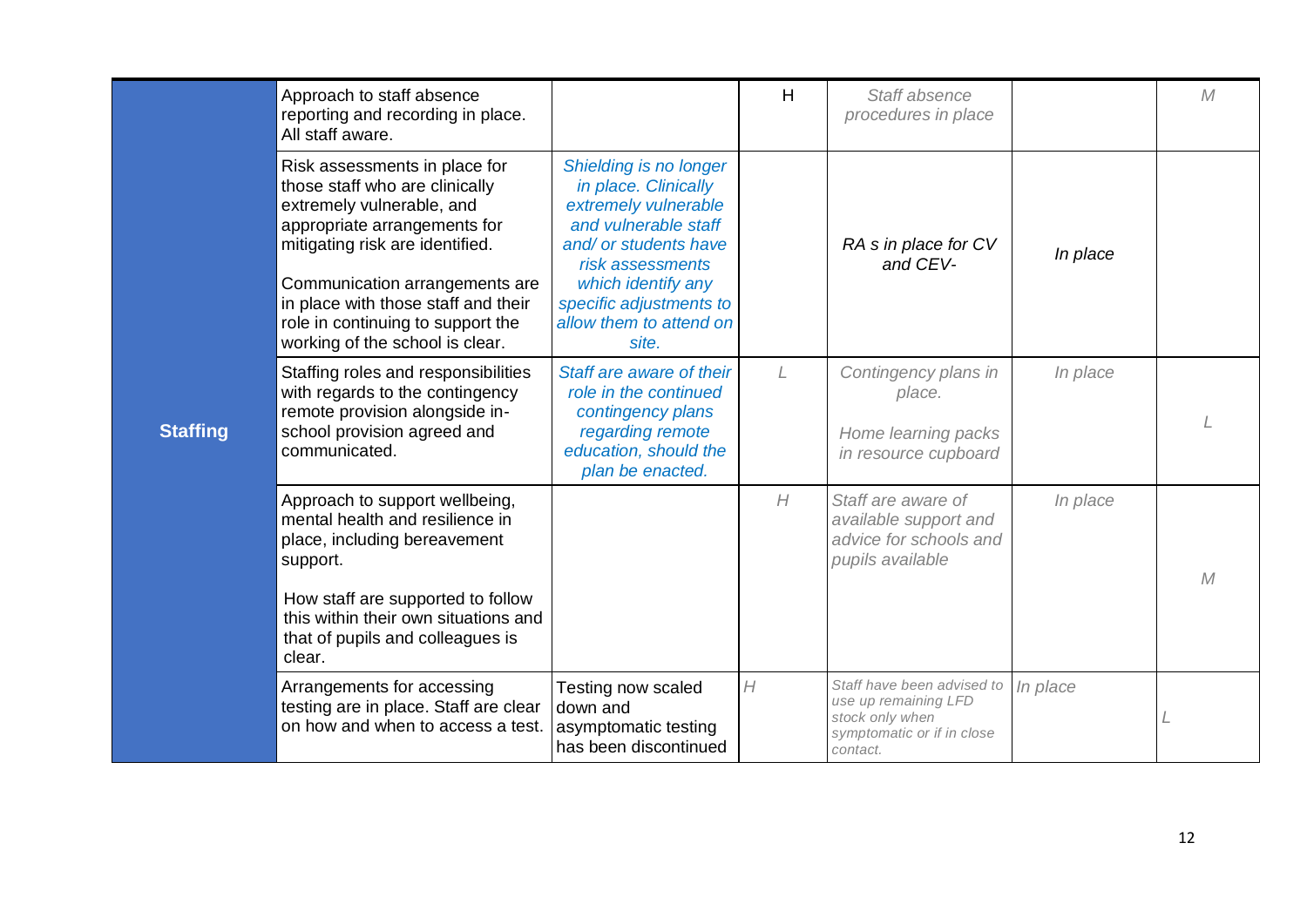| | | | | | | |
|---|---|---|---|---|---|---|
| **Staffing** | Approach to staff absence reporting and recording in place. All staff aware. | | H | *Staff absence procedures in place* | | *M* |
| | Risk assessments in place for those staff who are clinically extremely vulnerable, and appropriate arrangements for mitigating risk are identified.<br><br>Communication arrangements are in place with those staff and their role in continuing to support the working of the school is clear. | *Shielding is no longer in place. Clinically extremely vulnerable and vulnerable staff and/ or students have risk assessments which identify any specific adjustments to allow them to attend on site.* | | *RA s in place for CV and CEV-* | *In place* | |
| | Staffing roles and responsibilities with regards to the contingency remote provision alongside in-school provision agreed and communicated. | *Staff are aware of their role in the continued contingency plans regarding remote education, should the plan be enacted.* | *L* | *Contingency plans in place.*<br><br>*Home learning packs in resource cupboard* | *In place* | *L* |
| | Approach to support wellbeing, mental health and resilience in place, including bereavement support.<br><br>How staff are supported to follow this within their own situations and that of pupils and colleagues is clear. | | *H* | *Staff are aware of available support and advice for schools and pupils available* | *In place* | *M* |
| | Arrangements for accessing testing are in place. Staff are clear on how and when to access a test. | Testing now scaled down and asymptomatic testing has been discontinued | *H* | *Staff have been advised to use up remaining LFD stock only when symptomatic or if in close contact.* | *In place* | *L* |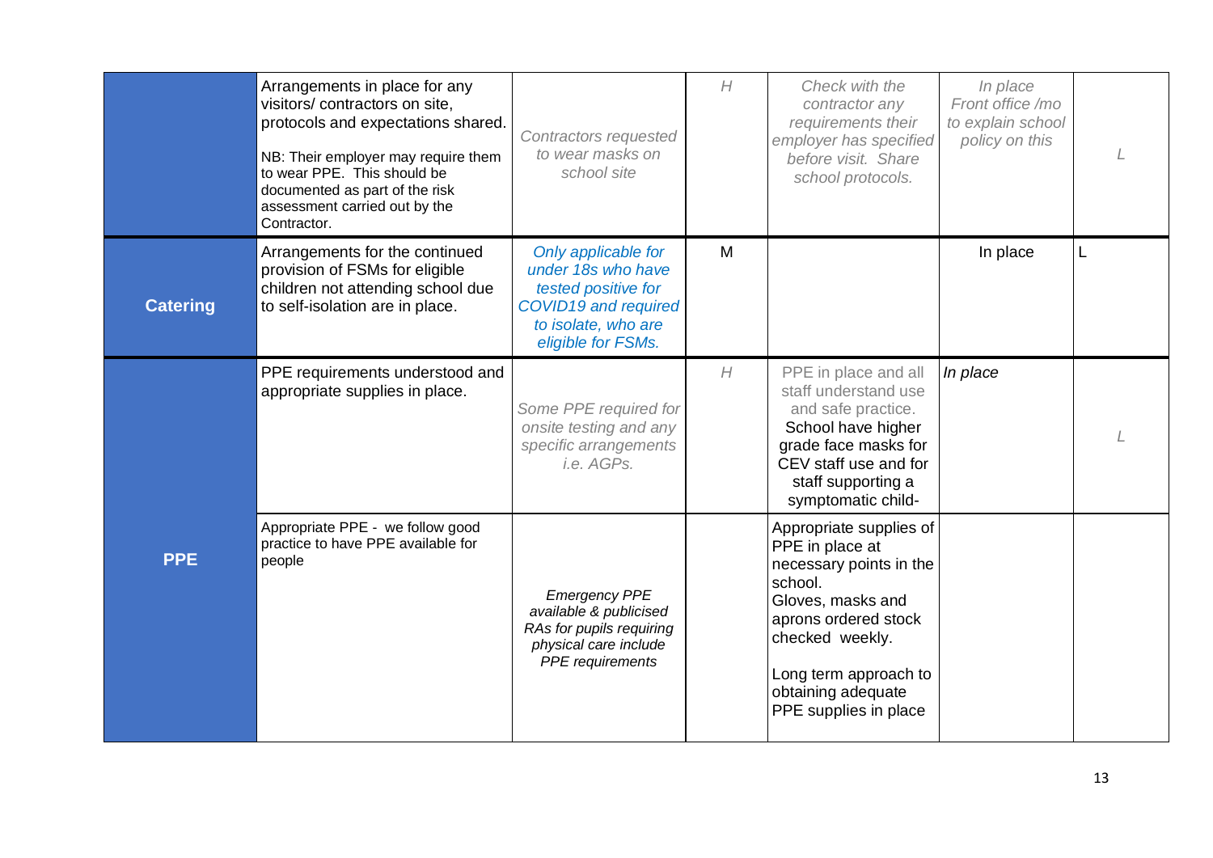| | | | | | | |
|---|---|---|---|---|---|---|
| | Arrangements in place for any visitors/ contractors on site, protocols and expectations shared.<br><br>NB: Their employer may require them to wear PPE. This should be documented as part of the risk assessment carried out by the Contractor. | *Contractors requested to wear masks on school site* | *H* | *Check with the contractor any requirements their employer has specified before visit. Share school protocols.* | *In place Front office /mo to explain school policy on this* | *L* |
| **Catering** | Arrangements for the continued provision of FSMs for eligible children not attending school due to self-isolation are in place. | *Only applicable for under 18s who have tested positive for COVID19 and required to isolate, who are eligible for FSMs.* | M | | In place | L |
| **PPE** | PPE requirements understood and appropriate supplies in place. | *Some PPE required for onsite testing and any specific arrangements i.e. AGPs.* | *H* | PPE in place and all staff understand use and safe practice. School have higher grade face masks for CEV staff use and for staff supporting a symptomatic child- | *In place* | *L* |
| | Appropriate PPE - we follow good practice to have PPE available for people | *Emergency PPE available & publicised RAs for pupils requiring physical care include PPE requirements* | | Appropriate supplies of PPE in place at necessary points in the school.<br>Gloves, masks and aprons ordered stock checked weekly.<br><br>Long term approach to obtaining adequate PPE supplies in place | | |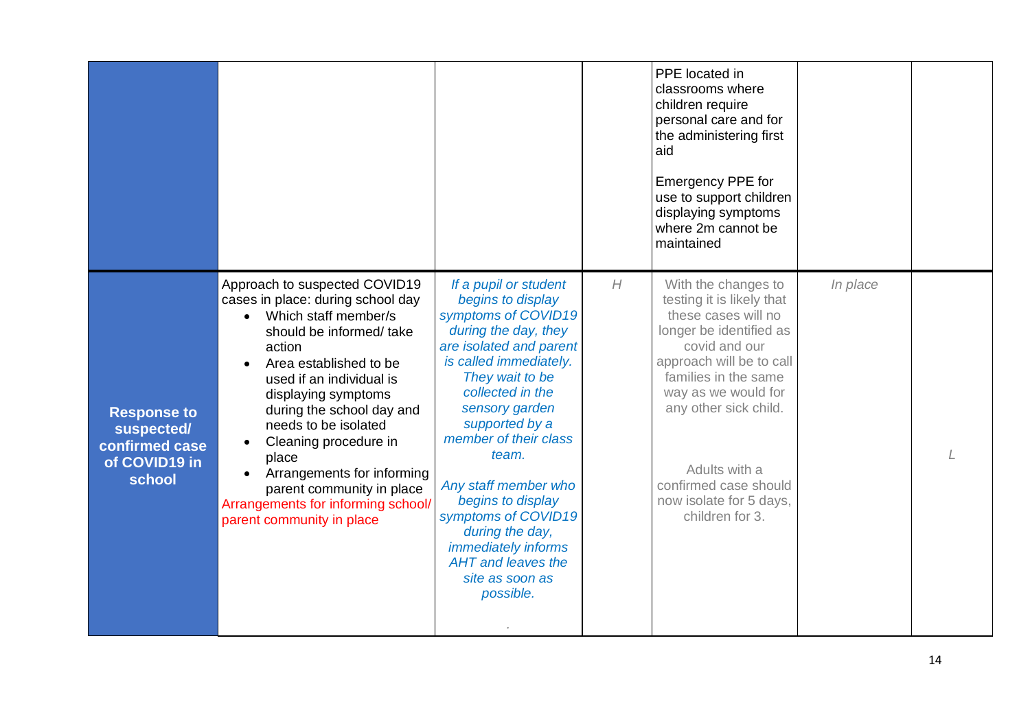| | | | | | | |
|---|---|---|---|---|---|---|
| | | | | PPE located in classrooms where children require personal care and for the administering first aid<br><br>Emergency PPE for use to support children displaying symptoms where 2m cannot be maintained | | |
| **Response to suspected/ confirmed case of COVID19 in school** | Approach to suspected COVID19 cases in place: during school day<br>• Which staff member/s should be informed/ take action<br>• Area established to be used if an individual is displaying symptoms during the school day and needs to be isolated<br>• Cleaning procedure in place<br>• Arrangements for informing parent community in place<br>Arrangements for informing school/ parent community in place | *If a pupil or student begins to display symptoms of COVID19 during the day, they are isolated and parent is called immediately. They wait to be collected in the sensory garden supported by a member of their class team.*<br><br>*Any staff member who begins to display symptoms of COVID19 during the day, immediately informs AHT and leaves the site as soon as possible.*<br><br>. | *H* | With the changes to testing it is likely that these cases will no longer be identified as covid and our approach will be to call families in the same way as we would for any other sick child.<br><br>Adults with a confirmed case should now isolate for 5 days, children for 3. | *In place* | *L* |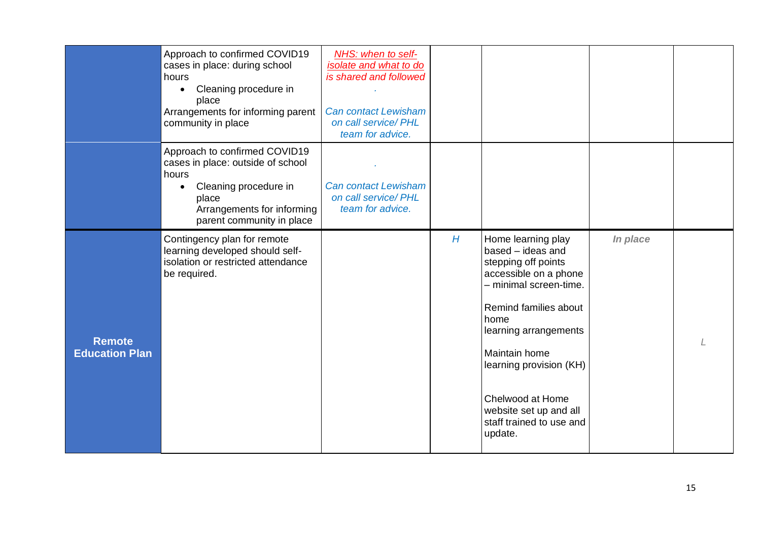| | | | | | | |
|---|---|---|---|---|---|---|
| | Approach to confirmed COVID19 cases in place: during school hours<br>• Cleaning procedure in place<br>Arrangements for informing parent community in place | *NHS: when to self-isolate and what to do is shared and followed*<br>*.*<br>*Can contact Lewisham on call service/ PHL team for advice.* | | | | |
| | Approach to confirmed COVID19 cases in place: outside of school hours<br>• Cleaning procedure in place<br>Arrangements for informing parent community in place | *.*<br>*Can contact Lewisham on call service/ PHL team for advice.* | | | | |
| **Remote Education Plan** | Contingency plan for remote learning developed should self-isolation or restricted attendance be required. | | *H* | Home learning play based – ideas and stepping off points accessible on a phone – minimal screen-time.<br><br>Remind families about home learning arrangements<br><br>Maintain home learning provision (KH)<br><br>Chelwood at Home website set up and all staff trained to use and update. | ***In place*** | *L* |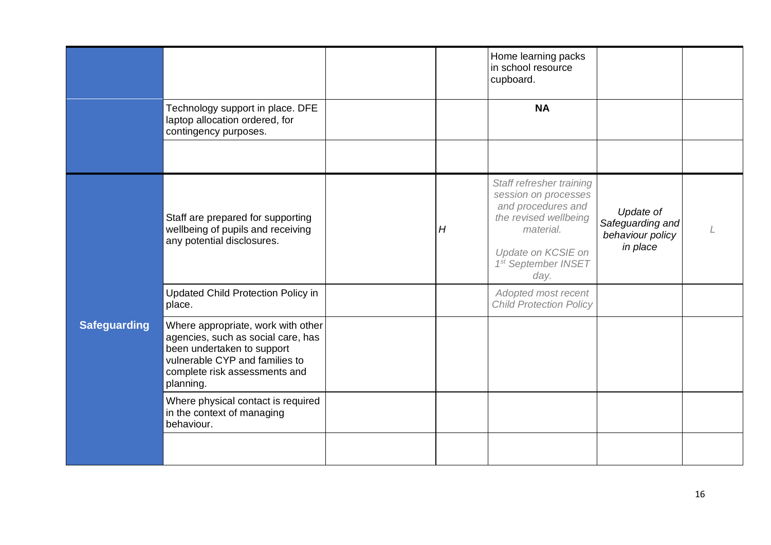| | | | | | | |
|---|---|---|---|---|---|---|
| | | | | Home learning packs in school resource cupboard. | | |
| | Technology support in place. DFE laptop allocation ordered, for contingency purposes. | | | **NA** | | |
| | | | | | | |
| **Safeguarding** | Staff are prepared for supporting wellbeing of pupils and receiving any potential disclosures. | | *H* | *Staff refresher training session on processes and procedures and the revised wellbeing material.* *Update on KCSIE on 1st September INSET day.* | *Update of Safeguarding and behaviour policy in place* | *L* |
| | Updated Child Protection Policy in place. | | | *Adopted most recent Child Protection Policy* | | |
| | Where appropriate, work with other agencies, such as social care, has been undertaken to support vulnerable CYP and families to complete risk assessments and planning. | | | | | |
| | Where physical contact is required in the context of managing behaviour. | | | | | |
| | | | | | | |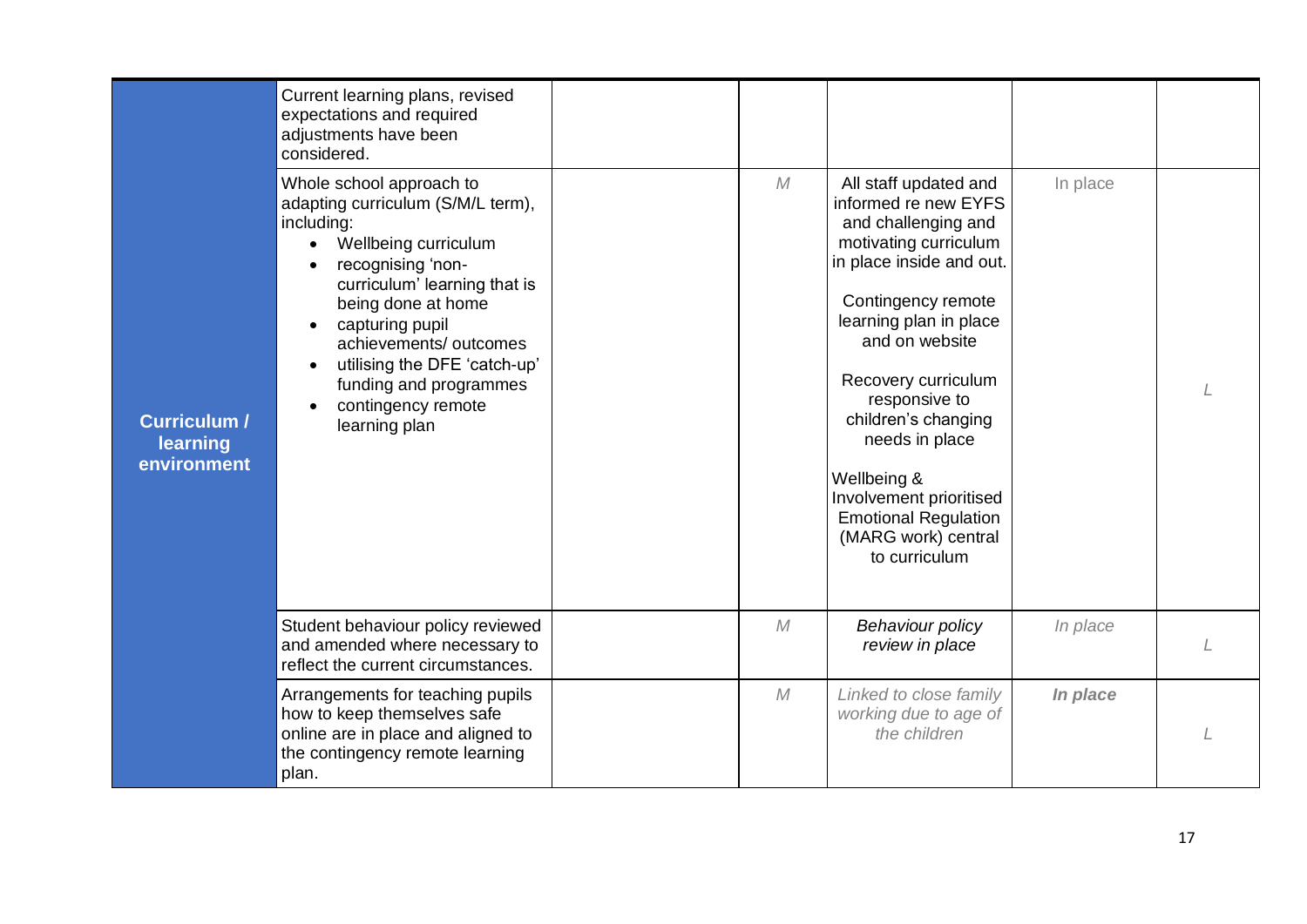| | | | | | | |
|---|---|---|---|---|---|---|
| **Curriculum / learning environment** | Current learning plans, revised expectations and required adjustments have been considered. | | | | | |
| | Whole school approach to adapting curriculum (S/M/L term), including:<br>• Wellbeing curriculum<br>• recognising 'non-curriculum' learning that is being done at home<br>• capturing pupil achievements/ outcomes<br>• utilising the DFE 'catch-up' funding and programmes<br>• contingency remote learning plan | | *M* | All staff updated and informed re new EYFS and challenging and motivating curriculum in place inside and out.<br><br>Contingency remote learning plan in place and on website<br><br>Recovery curriculum responsive to children's changing needs in place<br><br>Wellbeing & Involvement prioritised Emotional Regulation (MARG work) central to curriculum | In place | *L* |
| | Student behaviour policy reviewed and amended where necessary to reflect the current circumstances. | | *M* | *Behaviour policy review in place* | *In place* | *L* |
| | Arrangements for teaching pupils how to keep themselves safe online are in place and aligned to the contingency remote learning plan. | | *M* | *Linked to close family working due to age of the children* | ***In place*** | *L* |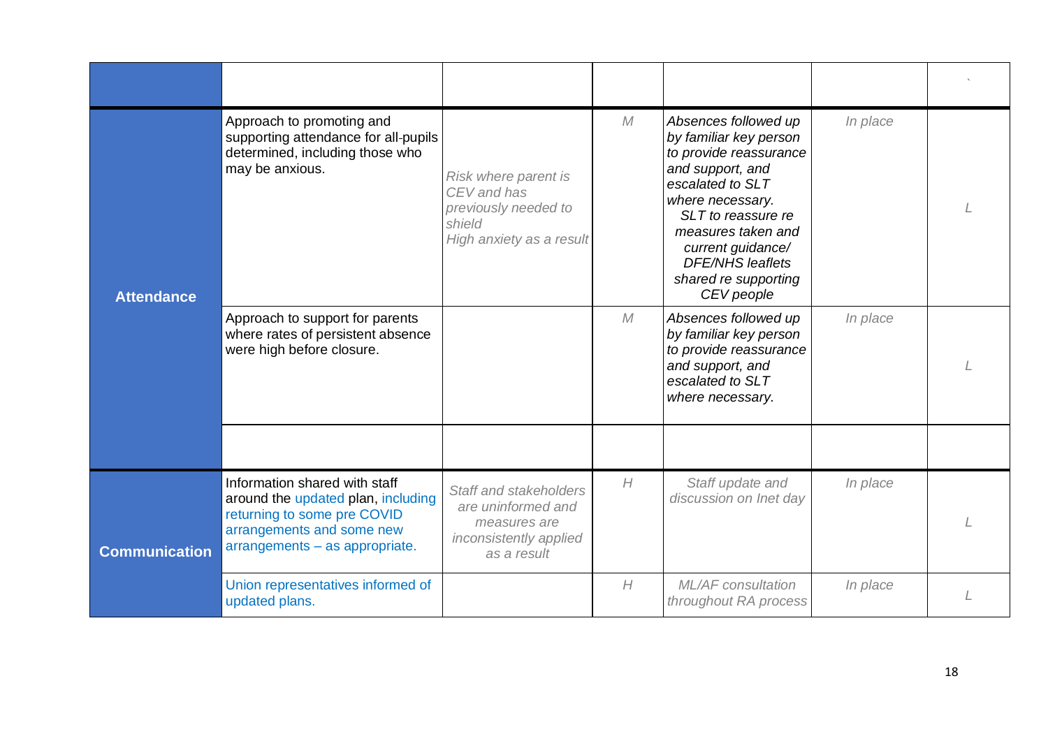| | | | | | | |
|---|---|---|---|---|---|---|
| | | | | | | ` |
| **Attendance** | Approach to promoting and supporting attendance for all-pupils determined, including those who may be anxious. | *Risk where parent is CEV and has previously needed to shield High anxiety as a result* | *M* | *Absences followed up by familiar key person to provide reassurance and support, and escalated to SLT where necessary. SLT to reassure re measures taken and current guidance/ DFE/NHS leaflets shared re supporting CEV people* | *In place* | *L* |
| | Approach to support for parents where rates of persistent absence were high before closure. | | *M* | *Absences followed up by familiar key person to provide reassurance and support, and escalated to SLT where necessary.* | *In place* | *L* |
| | | | | | | |
| **Communication** | Information shared with staff around the updated plan, including returning to some pre COVID arrangements and some new arrangements – as appropriate. | *Staff and stakeholders are uninformed and measures are inconsistently applied as a result* | *H* | *Staff update and discussion on Inet day* | *In place* | *L* |
| | Union representatives informed of updated plans. | | *H* | *ML/AF consultation throughout RA process* | *In place* | *L* |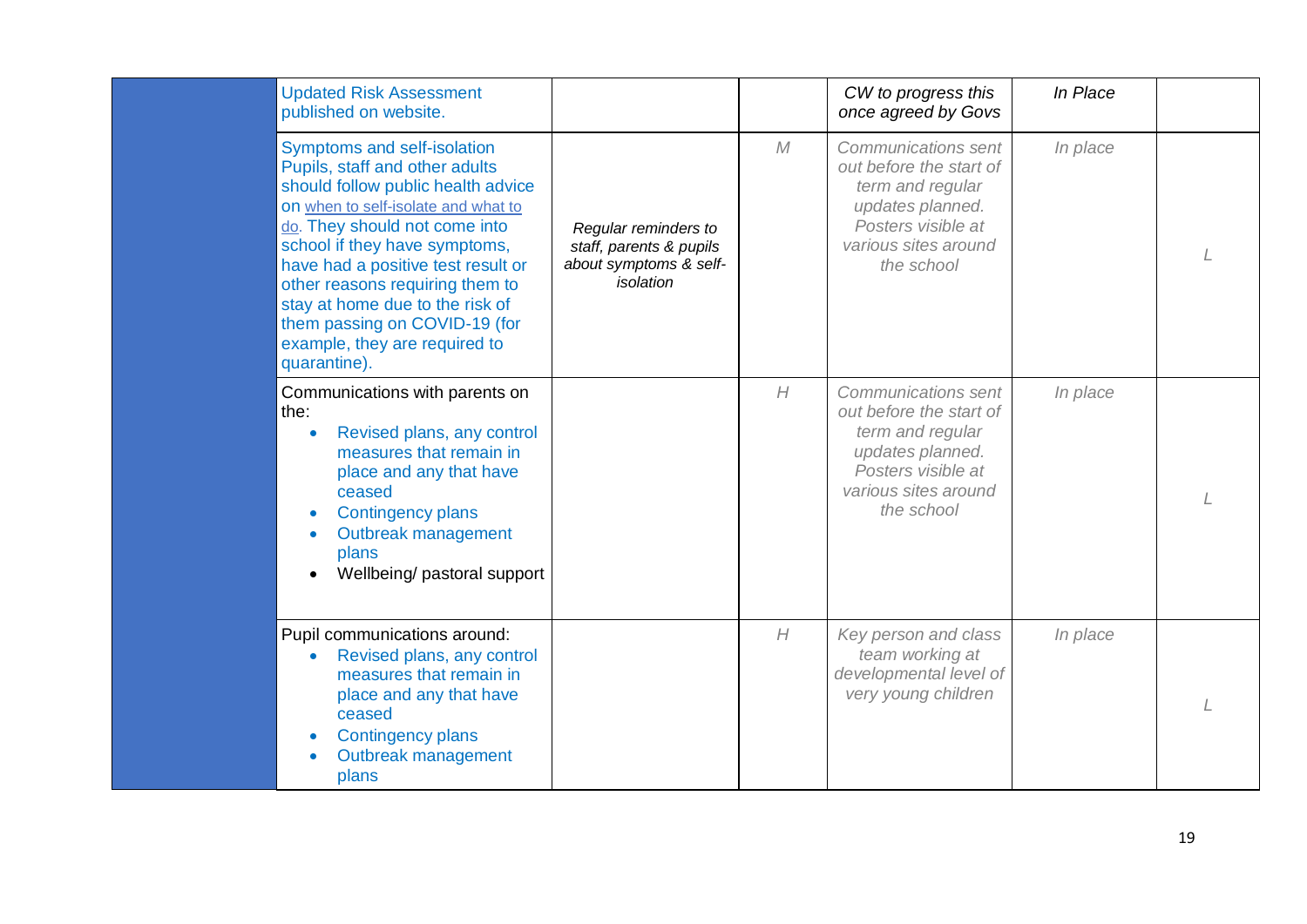| | | | | | | |
|---|---|---|---|---|---|---|
| | Updated Risk Assessment published on website. | | | *CW to progress this once agreed by Govs* | *In Place* | |
| | Symptoms and self-isolation Pupils, staff and other adults should follow public health advice on when to self-isolate and what to do. They should not come into school if they have symptoms, have had a positive test result or other reasons requiring them to stay at home due to the risk of them passing on COVID-19 (for example, they are required to quarantine). | *Regular reminders to staff, parents & pupils about symptoms & self-isolation* | *M* | *Communications sent out before the start of term and regular updates planned. Posters visible at various sites around the school* | *In place* | *L* |
| | Communications with parents on the:<br>• Revised plans, any control measures that remain in place and any that have ceased<br>• Contingency plans<br>• Outbreak management plans<br>• Wellbeing/ pastoral support | | *H* | *Communications sent out before the start of term and regular updates planned. Posters visible at various sites around the school* | *In place* | *L* |
| | Pupil communications around:<br>• Revised plans, any control measures that remain in place and any that have ceased<br>• Contingency plans<br>• Outbreak management plans | | *H* | *Key person and class team working at developmental level of very young children* | *In place* | *L* |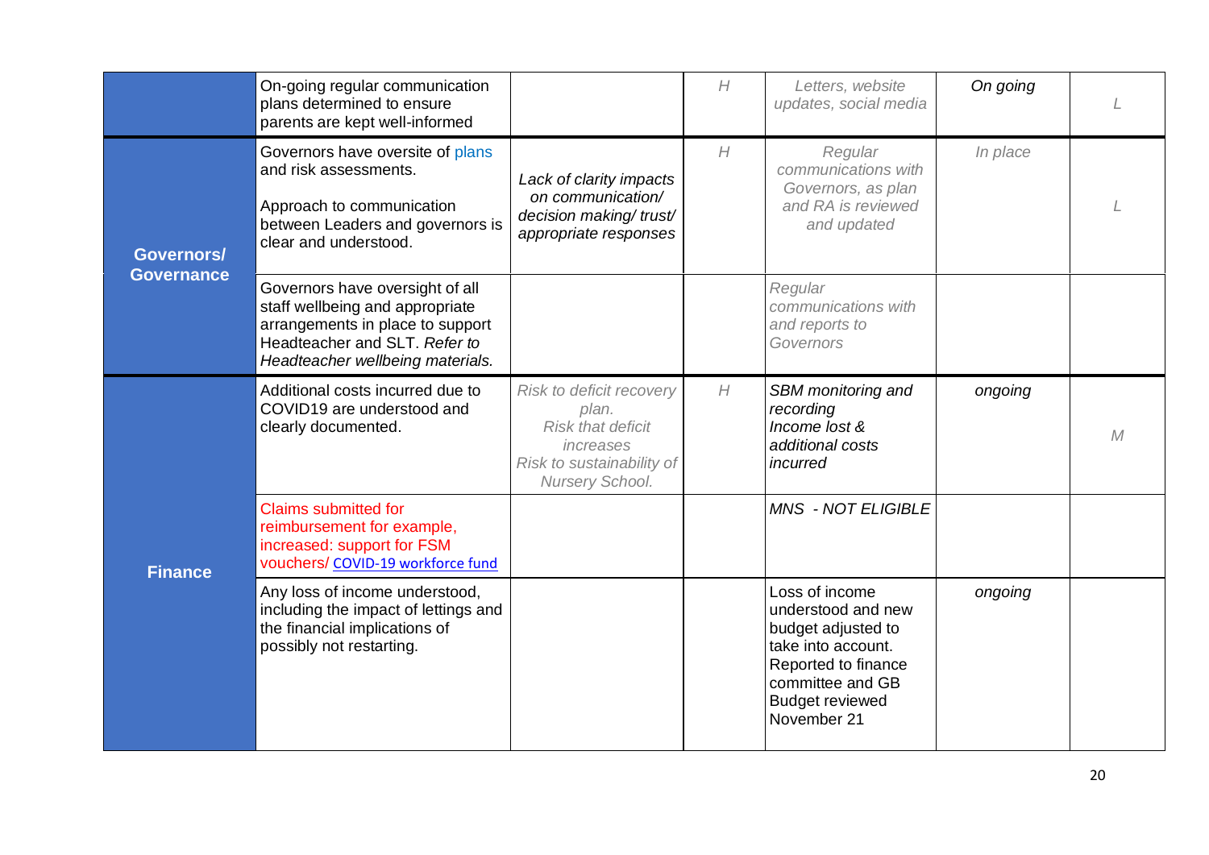| | | | | | | |
|---|---|---|---|---|---|---|
| | On-going regular communication plans determined to ensure parents are kept well-informed | | *H* | *Letters, website updates, social media* | *On going* | *L* |
| **Governors/ Governance** | Governors have oversite of plans and risk assessments.<br><br>Approach to communication between Leaders and governors is clear and understood. | *Lack of clarity impacts on communication/ decision making/ trust/ appropriate responses* | *H* | *Regular communications with Governors, as plan and RA is reviewed and updated* | *In place* | *L* |
| | Governors have oversight of all staff wellbeing and appropriate arrangements in place to support Headteacher and SLT. *Refer to Headteacher wellbeing materials.* | | | *Regular communications with and reports to Governors* | | |
| **Finance** | Additional costs incurred due to COVID19 are understood and clearly documented. | *Risk to deficit recovery plan.*<br>*Risk that deficit increases*<br>*Risk to sustainability of Nursery School.* | *H* | *SBM monitoring and recording*<br>*Income lost & additional costs incurred* | *ongoing* | *M* |
| | Claims submitted for reimbursement for example, increased: support for FSM vouchers/ COVID-19 workforce fund | | | *MNS - NOT ELIGIBLE* | | |
| | Any loss of income understood, including the impact of lettings and the financial implications of possibly not restarting. | | | Loss of income understood and new budget adjusted to take into account. Reported to finance committee and GB<br>Budget reviewed November 21 | *ongoing* | |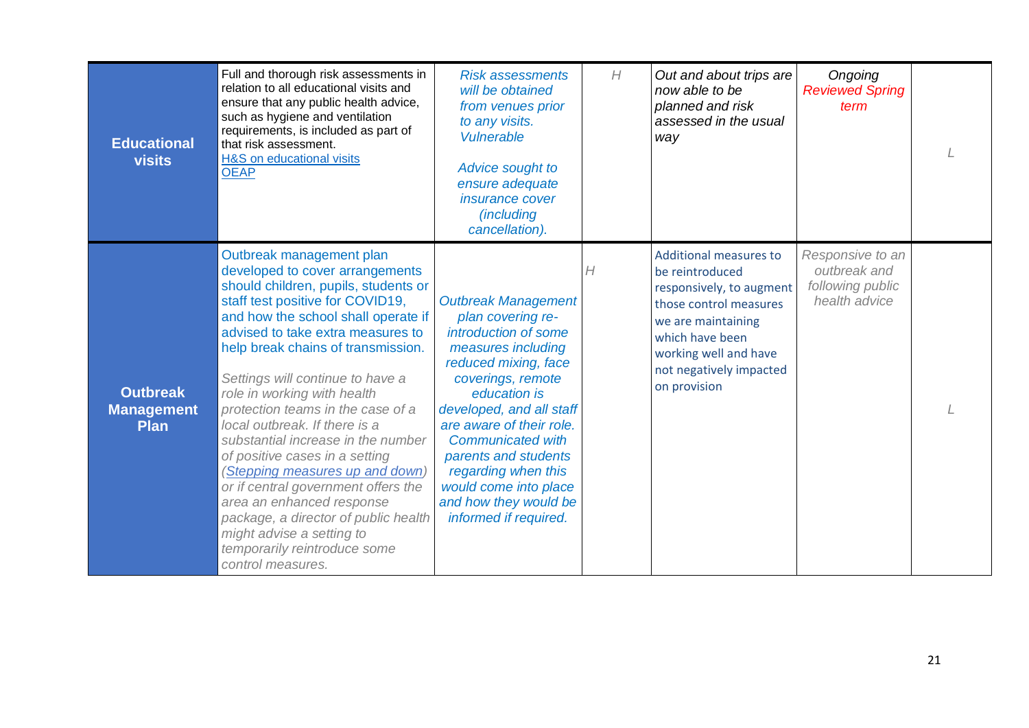| | | | | | | |
|---|---|---|---|---|---|---|
| **Educational visits** | Full and thorough risk assessments in relation to all educational visits and ensure that any public health advice, such as hygiene and ventilation requirements, is included as part of that risk assessment. [H&S on educational visits](#) [OEAP](#) | *Risk assessments will be obtained from venues prior to any visits. Vulnerable* *Advice sought to ensure adequate insurance cover (including cancellation).* | *H* | *Out and about trips are now able to be planned and risk assessed in the usual way* | *Ongoing Reviewed Spring term* | *L* |
| **Outbreak Management Plan** | Outbreak management plan developed to cover arrangements should children, pupils, students or staff test positive for COVID19, and how the school shall operate if advised to take extra measures to help break chains of transmission. *Settings will continue to have a role in working with health protection teams in the case of a local outbreak. If there is a substantial increase in the number of positive cases in a setting ([Stepping measures up and down](#)) or if central government offers the area an enhanced response package, a director of public health might advise a setting to temporarily reintroduce some control measures.* | *Outbreak Management plan covering re-introduction of some measures including reduced mixing, face coverings, remote education is developed, and all staff are aware of their role. Communicated with parents and students regarding when this would come into place and how they would be informed if required.* | *H* | Additional measures to be reintroduced responsively, to augment those control measures we are maintaining which have been working well and have not negatively impacted on provision | *Responsive to an outbreak and following public health advice* | *L* |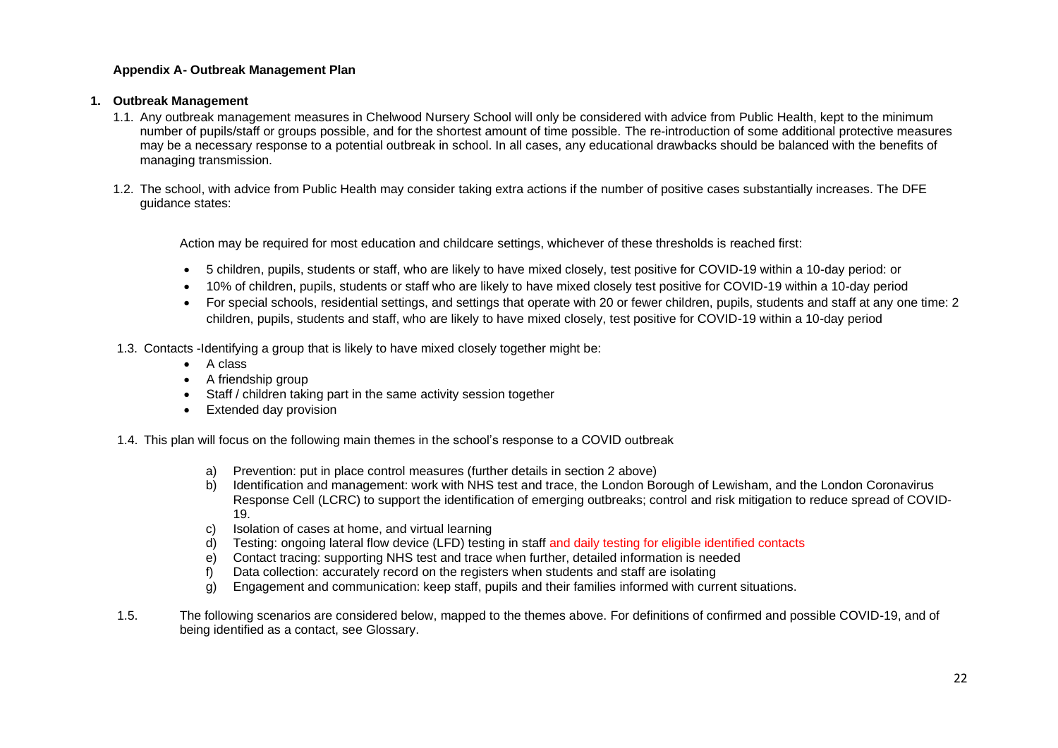**Appendix A- Outbreak Management Plan**

## 1. Outbreak Management

1.1. Any outbreak management measures in Chelwood Nursery School will only be considered with advice from Public Health, kept to the minimum number of pupils/staff or groups possible, and for the shortest amount of time possible. The re-introduction of some additional protective measures may be a necessary response to a potential outbreak in school. In all cases, any educational drawbacks should be balanced with the benefits of managing transmission.

1.2. The school, with advice from Public Health may consider taking extra actions if the number of positive cases substantially increases. The DFE guidance states:

> Action may be required for most education and childcare settings, whichever of these thresholds is reached first:
>
> - 5 children, pupils, students or staff, who are likely to have mixed closely, test positive for COVID-19 within a 10-day period: or
> - 10% of children, pupils, students or staff who are likely to have mixed closely test positive for COVID-19 within a 10-day period
> - For special schools, residential settings, and settings that operate with 20 or fewer children, pupils, students and staff at any one time: 2 children, pupils, students and staff, who are likely to have mixed closely, test positive for COVID-19 within a 10-day period

1.3. Contacts -Identifying a group that is likely to have mixed closely together might be:

- A class
- A friendship group
- Staff / children taking part in the same activity session together
- Extended day provision

1.4. This plan will focus on the following main themes in the school's response to a COVID outbreak

a) Prevention: put in place control measures (further details in section 2 above)
b) Identification and management: work with NHS test and trace, the London Borough of Lewisham, and the London Coronavirus Response Cell (LCRC) to support the identification of emerging outbreaks; control and risk mitigation to reduce spread of COVID-19.
c) Isolation of cases at home, and virtual learning
d) Testing: ongoing lateral flow device (LFD) testing in staff and daily testing for eligible identified contacts
e) Contact tracing: supporting NHS test and trace when further, detailed information is needed
f) Data collection: accurately record on the registers when students and staff are isolating
g) Engagement and communication: keep staff, pupils and their families informed with current situations.

1.5. The following scenarios are considered below, mapped to the themes above. For definitions of confirmed and possible COVID-19, and of being identified as a contact, see Glossary.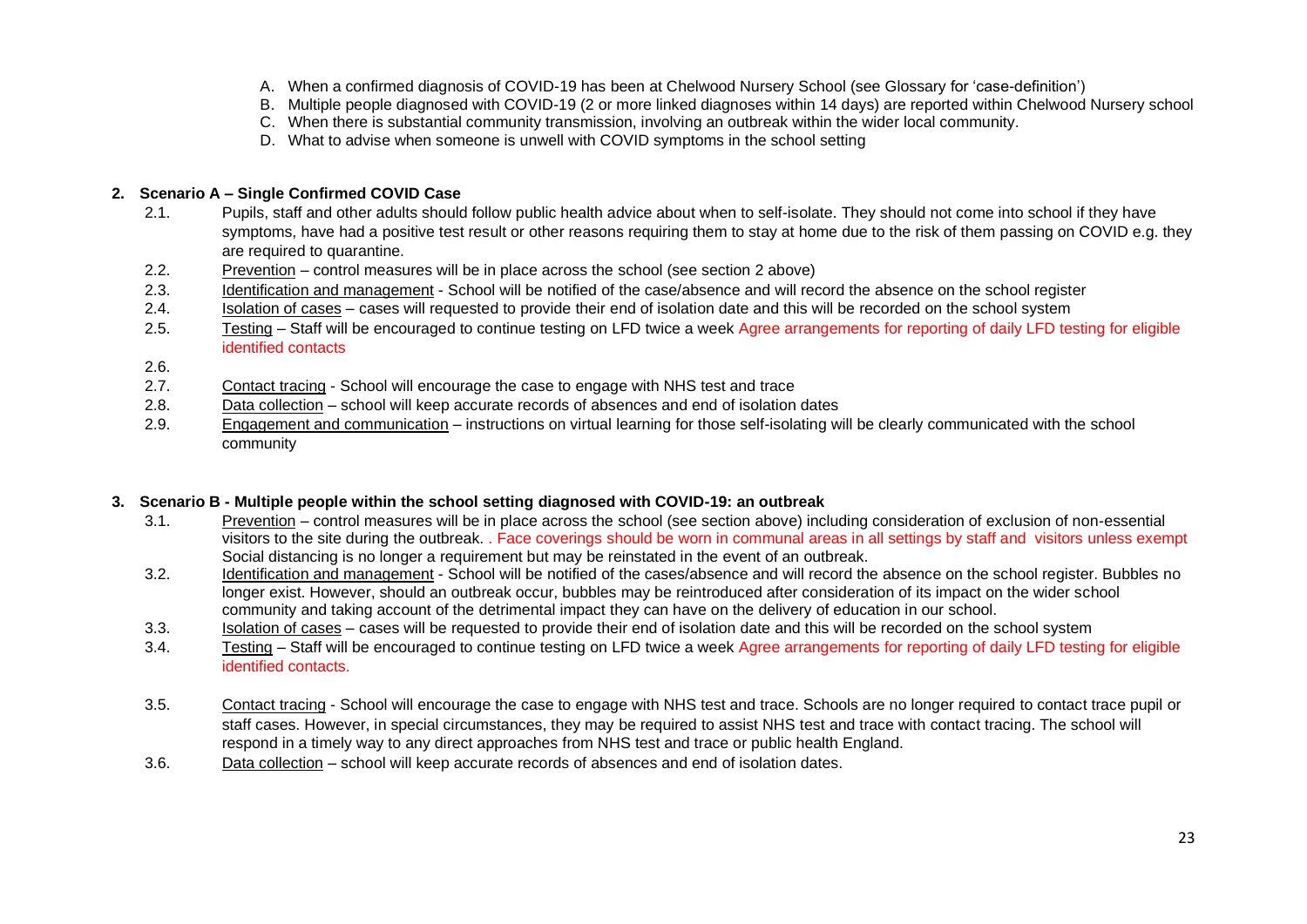A. When a confirmed diagnosis of COVID-19 has been at Chelwood Nursery School (see Glossary for 'case-definition')
B. Multiple people diagnosed with COVID-19 (2 or more linked diagnoses within 14 days) are reported within Chelwood Nursery school
C. When there is substantial community transmission, involving an outbreak within the wider local community.
D. What to advise when someone is unwell with COVID symptoms in the school setting

## 2. Scenario A – Single Confirmed COVID Case

2.1. Pupils, staff and other adults should follow public health advice about when to self-isolate. They should not come into school if they have symptoms, have had a positive test result or other reasons requiring them to stay at home due to the risk of them passing on COVID e.g. they are required to quarantine.

2.2. Prevention – control measures will be in place across the school (see section 2 above)

2.3. Identification and management - School will be notified of the case/absence and will record the absence on the school register

2.4. Isolation of cases – cases will requested to provide their end of isolation date and this will be recorded on the school system

2.5. Testing – Staff will be encouraged to continue testing on LFD twice a week Agree arrangements for reporting of daily LFD testing for eligible identified contacts

2.6.

2.7. Contact tracing - School will encourage the case to engage with NHS test and trace

2.8. Data collection – school will keep accurate records of absences and end of isolation dates

2.9. Engagement and communication – instructions on virtual learning for those self-isolating will be clearly communicated with the school community

## 3. Scenario B - Multiple people within the school setting diagnosed with COVID-19: an outbreak

3.1. Prevention – control measures will be in place across the school (see section above) including consideration of exclusion of non-essential visitors to the site during the outbreak. . Face coverings should be worn in communal areas in all settings by staff and visitors unless exempt Social distancing is no longer a requirement but may be reinstated in the event of an outbreak.

3.2. Identification and management - School will be notified of the cases/absence and will record the absence on the school register. Bubbles no longer exist. However, should an outbreak occur, bubbles may be reintroduced after consideration of its impact on the wider school community and taking account of the detrimental impact they can have on the delivery of education in our school.

3.3. Isolation of cases – cases will be requested to provide their end of isolation date and this will be recorded on the school system

3.4. Testing – Staff will be encouraged to continue testing on LFD twice a week Agree arrangements for reporting of daily LFD testing for eligible identified contacts.

3.5. Contact tracing - School will encourage the case to engage with NHS test and trace. Schools are no longer required to contact trace pupil or staff cases. However, in special circumstances, they may be required to assist NHS test and trace with contact tracing. The school will respond in a timely way to any direct approaches from NHS test and trace or public health England.

3.6. Data collection – school will keep accurate records of absences and end of isolation dates.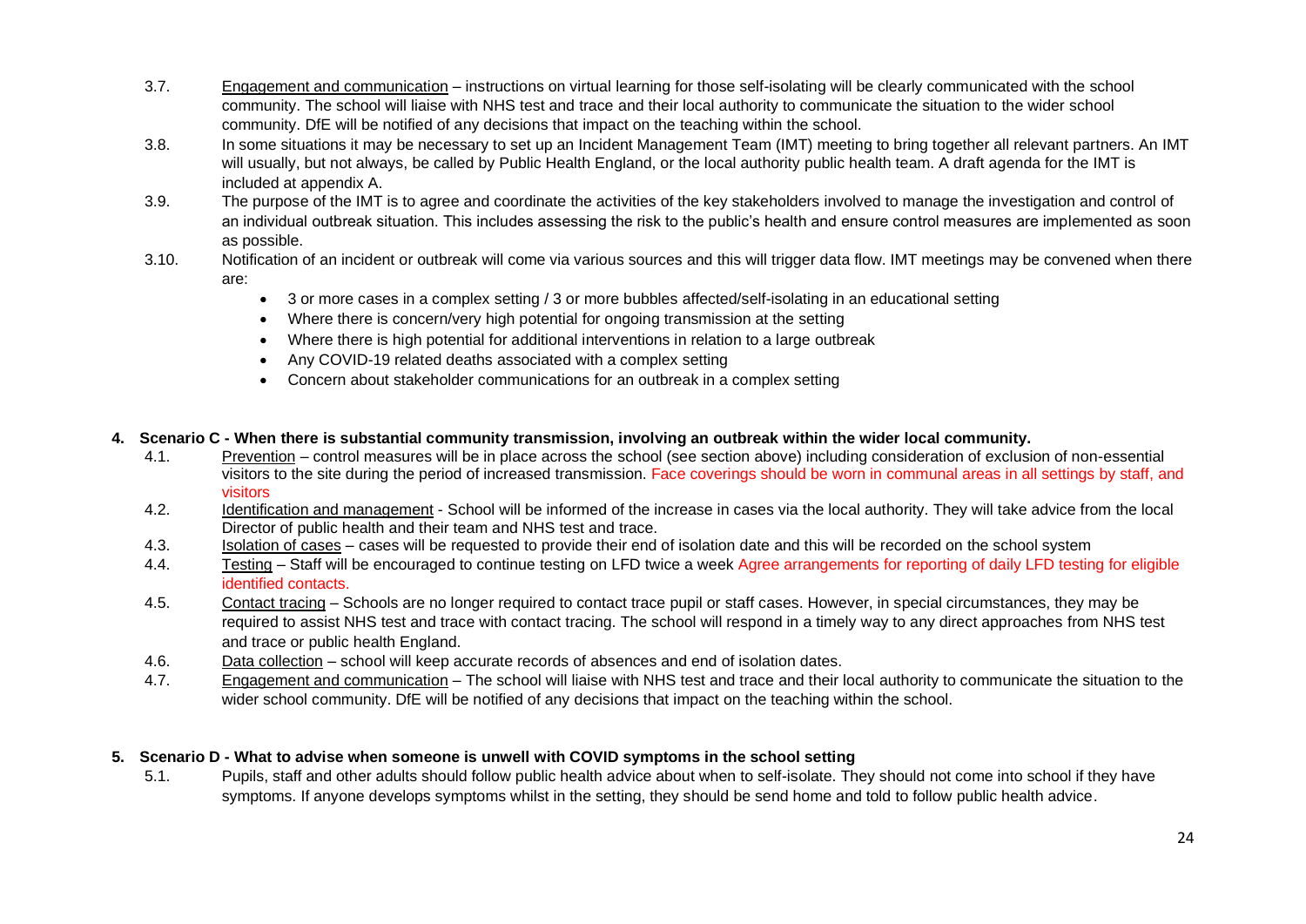3.7. Engagement and communication – instructions on virtual learning for those self-isolating will be clearly communicated with the school community. The school will liaise with NHS test and trace and their local authority to communicate the situation to the wider school community. DfE will be notified of any decisions that impact on the teaching within the school.

3.8. In some situations it may be necessary to set up an Incident Management Team (IMT) meeting to bring together all relevant partners. An IMT will usually, but not always, be called by Public Health England, or the local authority public health team. A draft agenda for the IMT is included at appendix A.

3.9. The purpose of the IMT is to agree and coordinate the activities of the key stakeholders involved to manage the investigation and control of an individual outbreak situation. This includes assessing the risk to the public's health and ensure control measures are implemented as soon as possible.

3.10. Notification of an incident or outbreak will come via various sources and this will trigger data flow. IMT meetings may be convened when there are:

- 3 or more cases in a complex setting / 3 or more bubbles affected/self-isolating in an educational setting
- Where there is concern/very high potential for ongoing transmission at the setting
- Where there is high potential for additional interventions in relation to a large outbreak
- Any COVID-19 related deaths associated with a complex setting
- Concern about stakeholder communications for an outbreak in a complex setting

## 4. Scenario C - When there is substantial community transmission, involving an outbreak within the wider local community.

4.1. Prevention – control measures will be in place across the school (see section above) including consideration of exclusion of non-essential visitors to the site during the period of increased transmission. Face coverings should be worn in communal areas in all settings by staff, and visitors

4.2. Identification and management - School will be informed of the increase in cases via the local authority. They will take advice from the local Director of public health and their team and NHS test and trace.

4.3. Isolation of cases – cases will be requested to provide their end of isolation date and this will be recorded on the school system

4.4. Testing – Staff will be encouraged to continue testing on LFD twice a week Agree arrangements for reporting of daily LFD testing for eligible identified contacts.

4.5. Contact tracing – Schools are no longer required to contact trace pupil or staff cases. However, in special circumstances, they may be required to assist NHS test and trace with contact tracing. The school will respond in a timely way to any direct approaches from NHS test and trace or public health England.

4.6. Data collection – school will keep accurate records of absences and end of isolation dates.

4.7. Engagement and communication – The school will liaise with NHS test and trace and their local authority to communicate the situation to the wider school community. DfE will be notified of any decisions that impact on the teaching within the school.

## 5. Scenario D - What to advise when someone is unwell with COVID symptoms in the school setting

5.1. Pupils, staff and other adults should follow public health advice about when to self-isolate. They should not come into school if they have symptoms. If anyone develops symptoms whilst in the setting, they should be send home and told to follow public health advice.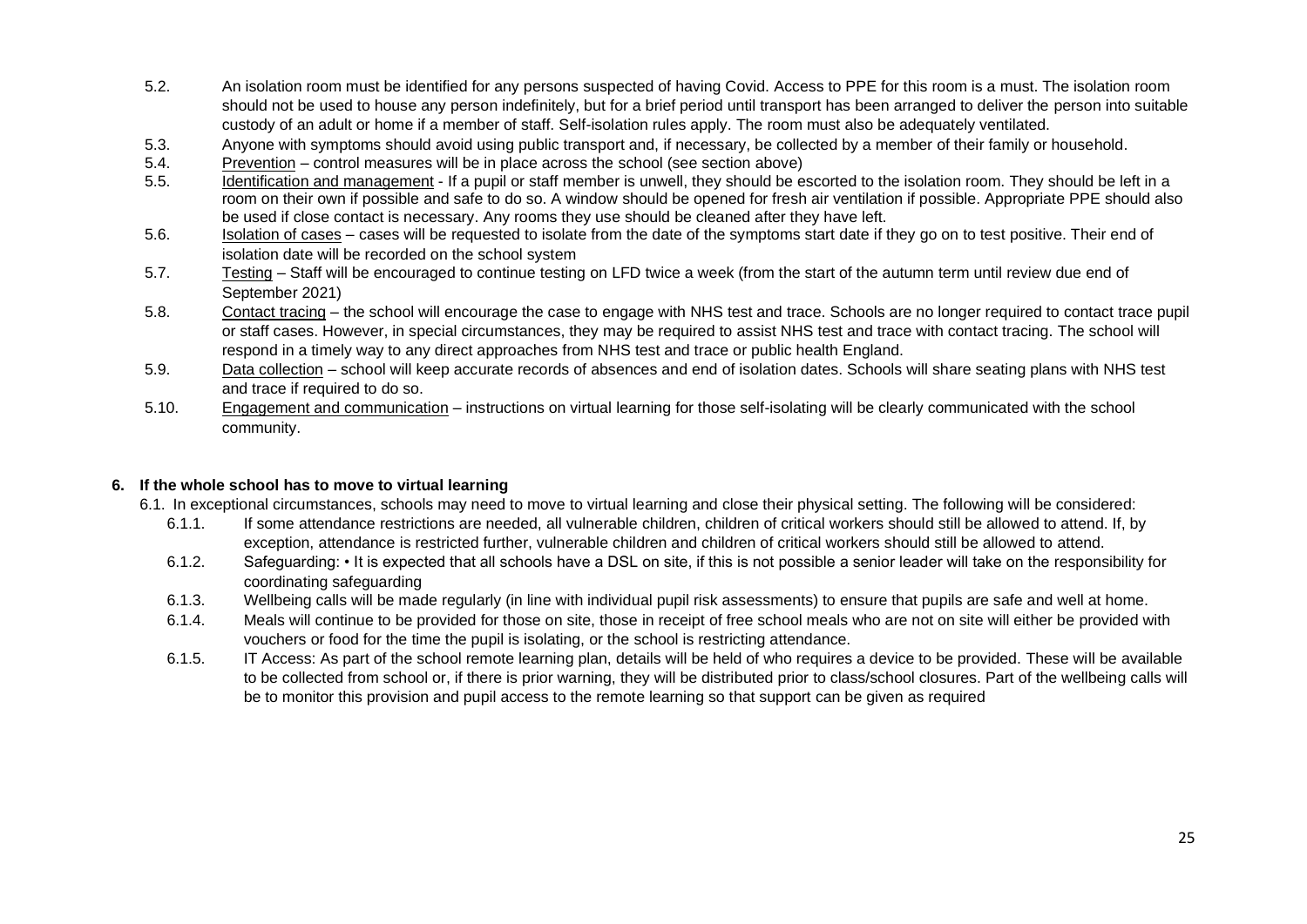5.2. An isolation room must be identified for any persons suspected of having Covid. Access to PPE for this room is a must. The isolation room should not be used to house any person indefinitely, but for a brief period until transport has been arranged to deliver the person into suitable custody of an adult or home if a member of staff. Self-isolation rules apply. The room must also be adequately ventilated.

5.3. Anyone with symptoms should avoid using public transport and, if necessary, be collected by a member of their family or household.

5.4. Prevention – control measures will be in place across the school (see section above)

5.5. Identification and management - If a pupil or staff member is unwell, they should be escorted to the isolation room. They should be left in a room on their own if possible and safe to do so. A window should be opened for fresh air ventilation if possible. Appropriate PPE should also be used if close contact is necessary. Any rooms they use should be cleaned after they have left.

5.6. Isolation of cases – cases will be requested to isolate from the date of the symptoms start date if they go on to test positive. Their end of isolation date will be recorded on the school system

5.7. Testing – Staff will be encouraged to continue testing on LFD twice a week (from the start of the autumn term until review due end of September 2021)

5.8. Contact tracing – the school will encourage the case to engage with NHS test and trace. Schools are no longer required to contact trace pupil or staff cases. However, in special circumstances, they may be required to assist NHS test and trace with contact tracing. The school will respond in a timely way to any direct approaches from NHS test and trace or public health England.

5.9. Data collection – school will keep accurate records of absences and end of isolation dates. Schools will share seating plans with NHS test and trace if required to do so.

5.10. Engagement and communication – instructions on virtual learning for those self-isolating will be clearly communicated with the school community.

## 6. If the whole school has to move to virtual learning

6.1. In exceptional circumstances, schools may need to move to virtual learning and close their physical setting. The following will be considered:

6.1.1. If some attendance restrictions are needed, all vulnerable children, children of critical workers should still be allowed to attend. If, by exception, attendance is restricted further, vulnerable children and children of critical workers should still be allowed to attend.

6.1.2. Safeguarding: • It is expected that all schools have a DSL on site, if this is not possible a senior leader will take on the responsibility for coordinating safeguarding

6.1.3. Wellbeing calls will be made regularly (in line with individual pupil risk assessments) to ensure that pupils are safe and well at home.

6.1.4. Meals will continue to be provided for those on site, those in receipt of free school meals who are not on site will either be provided with vouchers or food for the time the pupil is isolating, or the school is restricting attendance.

6.1.5. IT Access: As part of the school remote learning plan, details will be held of who requires a device to be provided. These will be available to be collected from school or, if there is prior warning, they will be distributed prior to class/school closures. Part of the wellbeing calls will be to monitor this provision and pupil access to the remote learning so that support can be given as required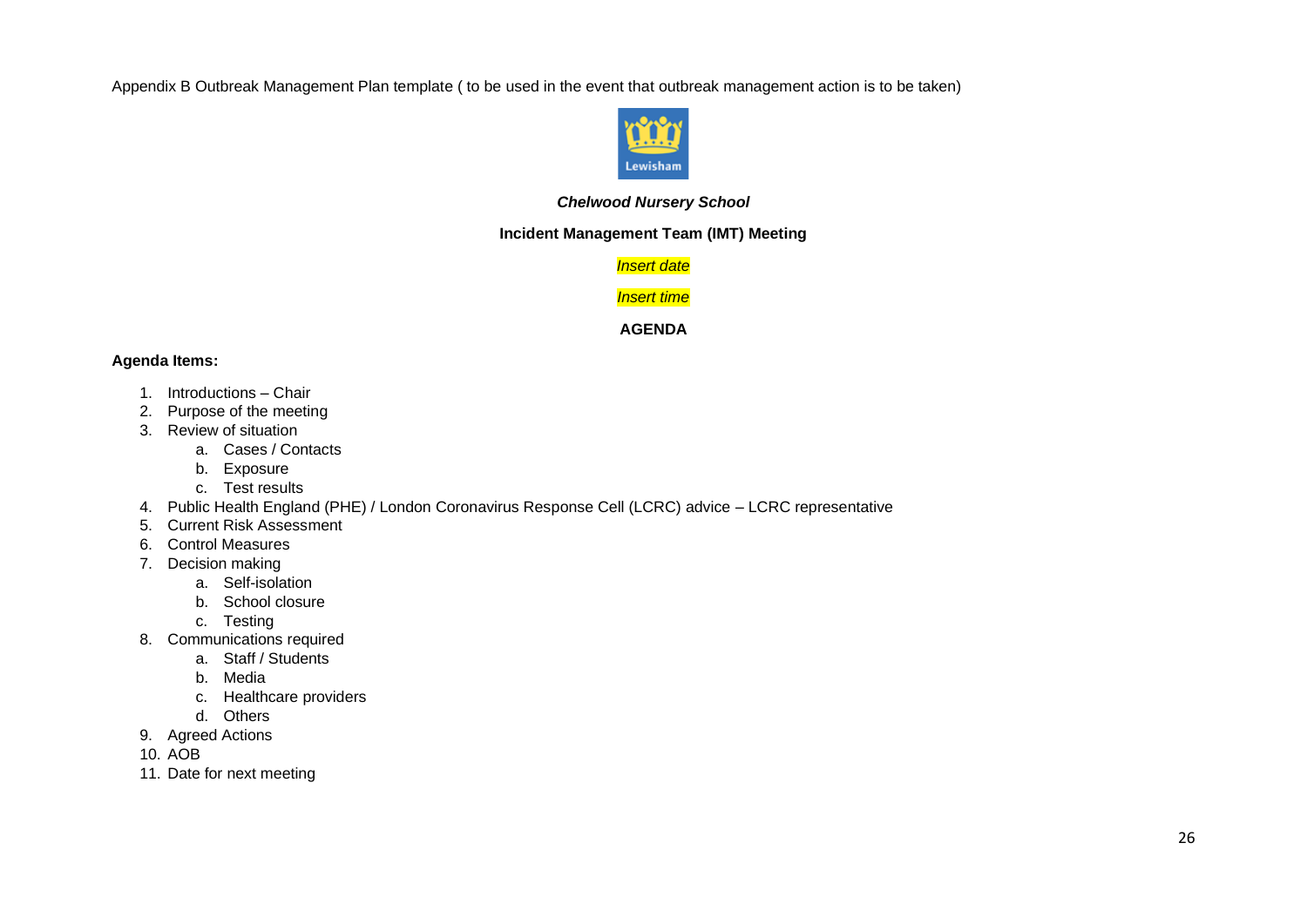Appendix B Outbreak Management Plan template ( to be used in the event that outbreak management action is to be taken)

***Chelwood Nursery School***

**Incident Management Team (IMT) Meeting**

*Insert date*

*Insert time*

**AGENDA**

**Agenda Items:**

1. Introductions – Chair
2. Purpose of the meeting
3. Review of situation
    a. Cases / Contacts
    b. Exposure
    c. Test results
4. Public Health England (PHE) / London Coronavirus Response Cell (LCRC) advice – LCRC representative
5. Current Risk Assessment
6. Control Measures
7. Decision making
    a. Self-isolation
    b. School closure
    c. Testing
8. Communications required
    a. Staff / Students
    b. Media
    c. Healthcare providers
    d. Others
9. Agreed Actions
10. AOB
11. Date for next meeting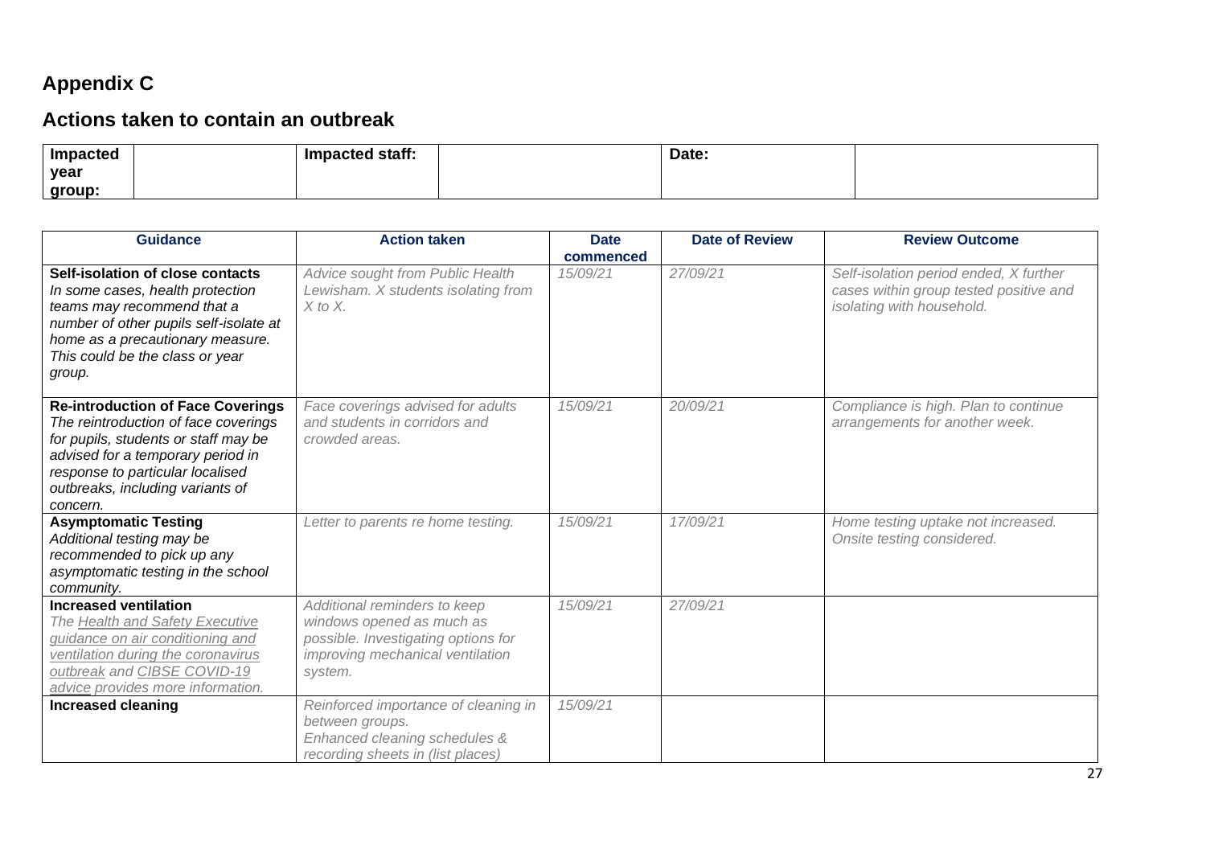## Appendix C

## Actions taken to contain an outbreak

| Impacted year group: | | Impacted staff: | | Date: | |
|---|---|---|---|---|---|

| Guidance | Action taken | Date commenced | Date of Review | Review Outcome |
|---|---|---|---|---|
| **Self-isolation of close contacts** *In some cases, health protection teams may recommend that a number of other pupils self-isolate at home as a precautionary measure. This could be the class or year group.* | *Advice sought from Public Health Lewisham. X students isolating from X to X.* | *15/09/21* | *27/09/21* | *Self-isolation period ended, X further cases within group tested positive and isolating with household.* |
| **Re-introduction of Face Coverings** *The reintroduction of face coverings for pupils, students or staff may be advised for a temporary period in response to particular localised outbreaks, including variants of concern.* | *Face coverings advised for adults and students in corridors and crowded areas.* | *15/09/21* | *20/09/21* | *Compliance is high. Plan to continue arrangements for another week.* |
| **Asymptomatic Testing** *Additional testing may be recommended to pick up any asymptomatic testing in the school community.* | *Letter to parents re home testing.* | *15/09/21* | *17/09/21* | *Home testing uptake not increased. Onsite testing considered.* |
| **Increased ventilation** *The Health and Safety Executive guidance on air conditioning and ventilation during the coronavirus outbreak and CIBSE COVID-19 advice provides more information.* | *Additional reminders to keep windows opened as much as possible. Investigating options for improving mechanical ventilation system.* | *15/09/21* | *27/09/21* | |
| **Increased cleaning** | *Reinforced importance of cleaning in between groups. Enhanced cleaning schedules & recording sheets in (list places)* | *15/09/21* | | |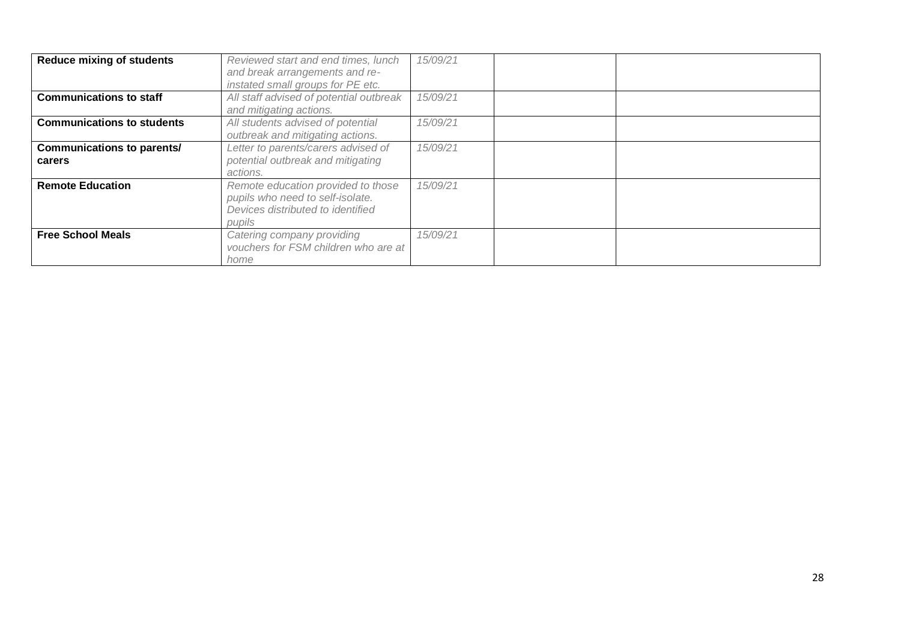| | | | | |
|---|---|---|---|---|
| **Reduce mixing of students** | *Reviewed start and end times, lunch and break arrangements and re-instated small groups for PE etc.* | *15/09/21* | | |
| **Communications to staff** | *All staff advised of potential outbreak and mitigating actions.* | *15/09/21* | | |
| **Communications to students** | *All students advised of potential outbreak and mitigating actions.* | *15/09/21* | | |
| **Communications to parents/ carers** | *Letter to parents/carers advised of potential outbreak and mitigating actions.* | *15/09/21* | | |
| **Remote Education** | *Remote education provided to those pupils who need to self-isolate. Devices distributed to identified pupils* | *15/09/21* | | |
| **Free School Meals** | *Catering company providing vouchers for FSM children who are at home* | *15/09/21* | | |